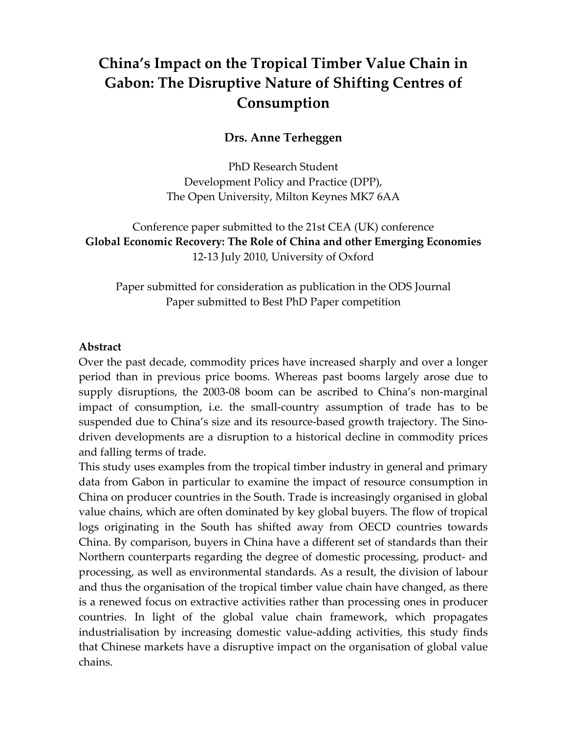# China's Impact on the Tropical Timber Value Chain in Gabon: The Disruptive Nature of Shifting Centres of Consumption

**Drs. Anne Terheggen**

PhD Research Student
Development Policy and Practice (DPP),
The Open University, Milton Keynes MK7 6AA

Conference paper submitted to the 21st CEA (UK) conference
**Global Economic Recovery: The Role of China and other Emerging Economies**
12-13 July 2010, University of Oxford

Paper submitted for consideration as publication in the ODS Journal
Paper submitted to Best PhD Paper competition

**Abstract**

Over the past decade, commodity prices have increased sharply and over a longer period than in previous price booms. Whereas past booms largely arose due to supply disruptions, the 2003-08 boom can be ascribed to China's non-marginal impact of consumption, i.e. the small-country assumption of trade has to be suspended due to China's size and its resource-based growth trajectory. The Sino-driven developments are a disruption to a historical decline in commodity prices and falling terms of trade.

This study uses examples from the tropical timber industry in general and primary data from Gabon in particular to examine the impact of resource consumption in China on producer countries in the South. Trade is increasingly organised in global value chains, which are often dominated by key global buyers. The flow of tropical logs originating in the South has shifted away from OECD countries towards China. By comparison, buyers in China have a different set of standards than their Northern counterparts regarding the degree of domestic processing, product- and processing, as well as environmental standards. As a result, the division of labour and thus the organisation of the tropical timber value chain have changed, as there is a renewed focus on extractive activities rather than processing ones in producer countries. In light of the global value chain framework, which propagates industrialisation by increasing domestic value-adding activities, this study finds that Chinese markets have a disruptive impact on the organisation of global value chains.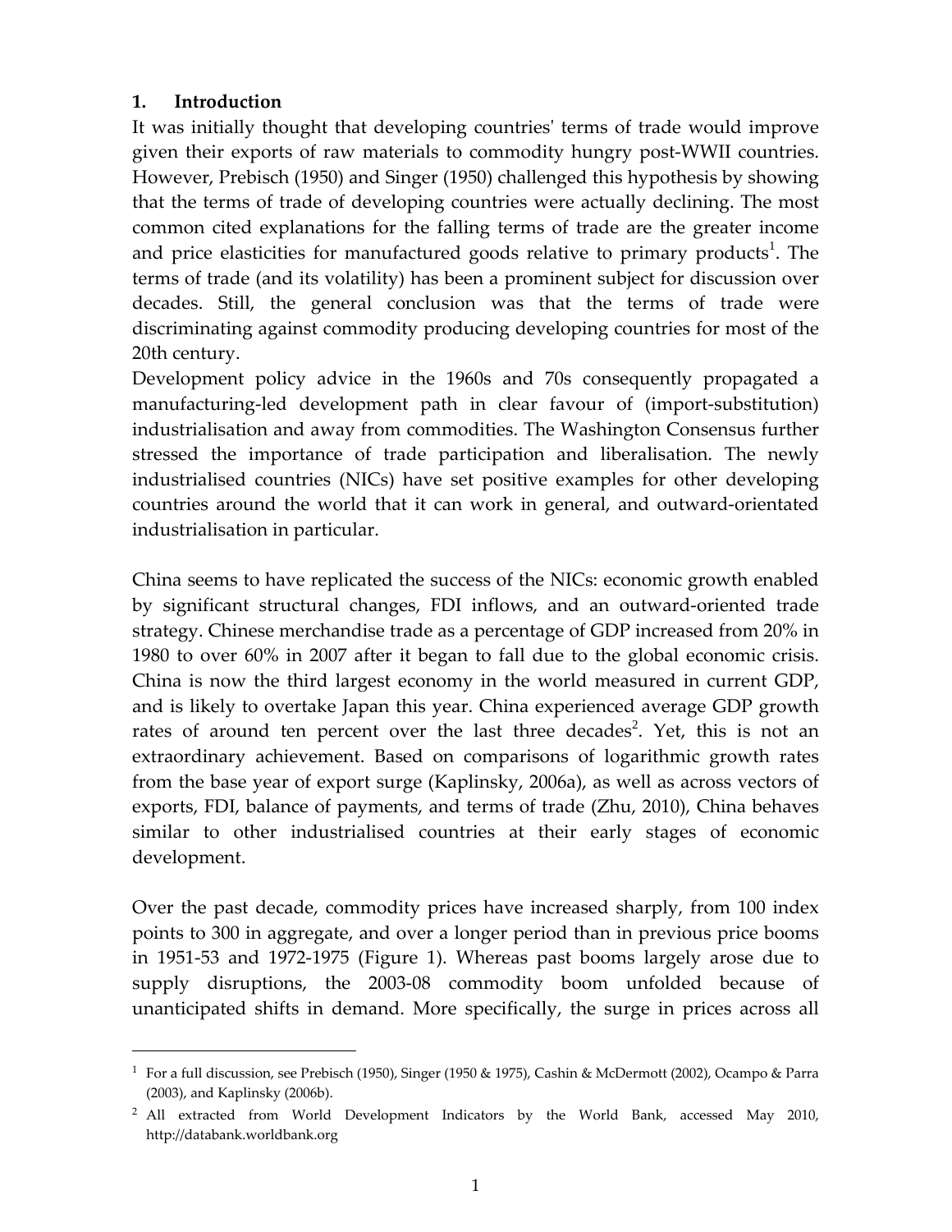## 1. Introduction

It was initially thought that developing countries' terms of trade would improve given their exports of raw materials to commodity hungry post-WWII countries. However, Prebisch (1950) and Singer (1950) challenged this hypothesis by showing that the terms of trade of developing countries were actually declining. The most common cited explanations for the falling terms of trade are the greater income and price elasticities for manufactured goods relative to primary products[1]. The terms of trade (and its volatility) has been a prominent subject for discussion over decades. Still, the general conclusion was that the terms of trade were discriminating against commodity producing developing countries for most of the 20th century.

Development policy advice in the 1960s and 70s consequently propagated a manufacturing-led development path in clear favour of (import-substitution) industrialisation and away from commodities. The Washington Consensus further stressed the importance of trade participation and liberalisation. The newly industrialised countries (NICs) have set positive examples for other developing countries around the world that it can work in general, and outward-orientated industrialisation in particular.

China seems to have replicated the success of the NICs: economic growth enabled by significant structural changes, FDI inflows, and an outward-oriented trade strategy. Chinese merchandise trade as a percentage of GDP increased from 20% in 1980 to over 60% in 2007 after it began to fall due to the global economic crisis. China is now the third largest economy in the world measured in current GDP, and is likely to overtake Japan this year. China experienced average GDP growth rates of around ten percent over the last three decades[2]. Yet, this is not an extraordinary achievement. Based on comparisons of logarithmic growth rates from the base year of export surge (Kaplinsky, 2006a), as well as across vectors of exports, FDI, balance of payments, and terms of trade (Zhu, 2010), China behaves similar to other industrialised countries at their early stages of economic development.

Over the past decade, commodity prices have increased sharply, from 100 index points to 300 in aggregate, and over a longer period than in previous price booms in 1951-53 and 1972-1975 (Figure 1). Whereas past booms largely arose due to supply disruptions, the 2003-08 commodity boom unfolded because of unanticipated shifts in demand. More specifically, the surge in prices across all

---

[1] For a full discussion, see Prebisch (1950), Singer (1950 & 1975), Cashin & McDermott (2002), Ocampo & Parra (2003), and Kaplinsky (2006b).

[2] All extracted from World Development Indicators by the World Bank, accessed May 2010, http://databank.worldbank.org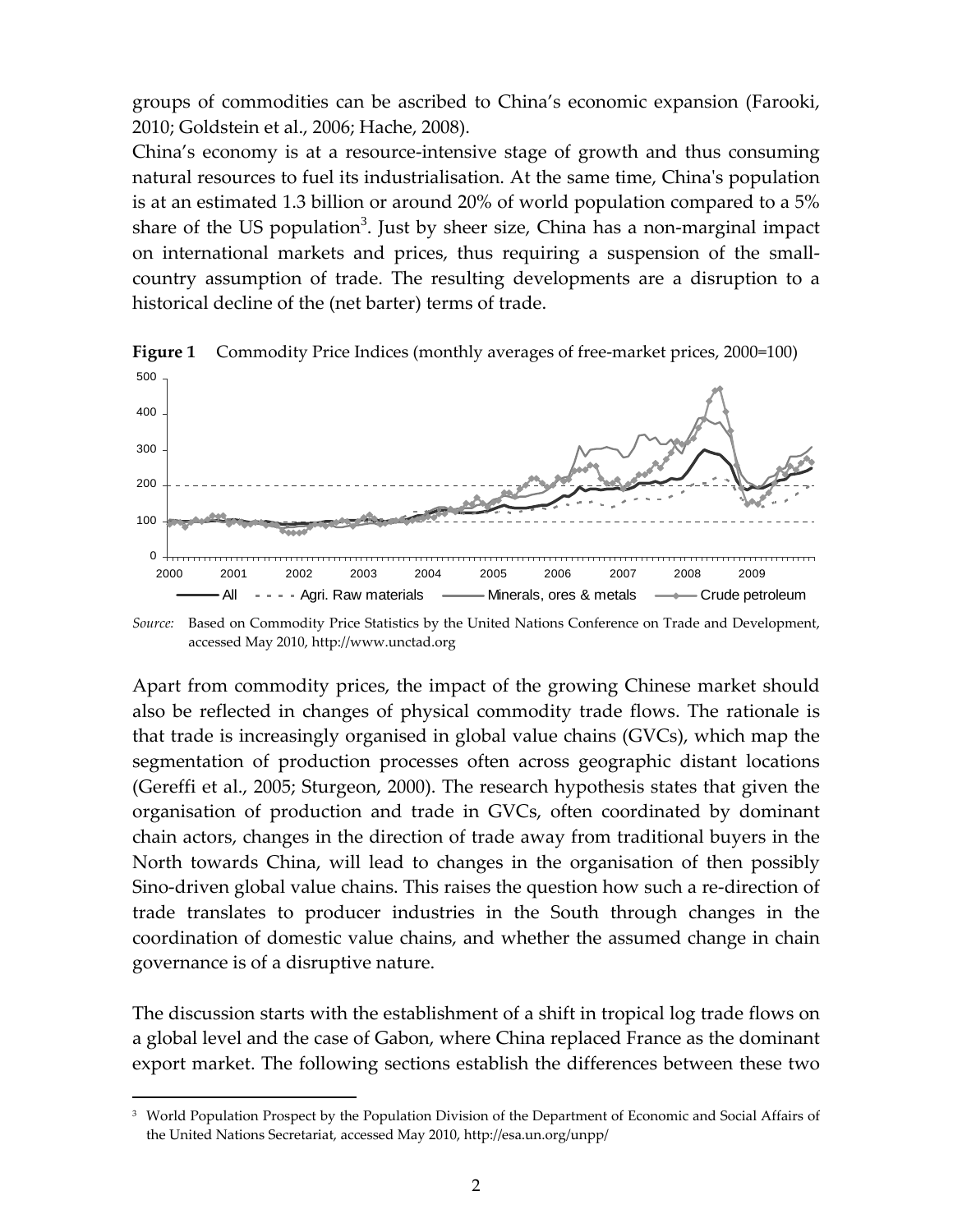groups of commodities can be ascribed to China's economic expansion (Farooki, 2010; Goldstein et al., 2006; Hache, 2008).

China's economy is at a resource-intensive stage of growth and thus consuming natural resources to fuel its industrialisation. At the same time, China's population is at an estimated 1.3 billion or around 20% of world population compared to a 5% share of the US population[3]. Just by sheer size, China has a non-marginal impact on international markets and prices, thus requiring a suspension of the small-country assumption of trade. The resulting developments are a disruption to a historical decline of the (net barter) terms of trade.

**Figure 1** Commodity Price Indices (monthly averages of free-market prices, 2000=100)

500
400
300
200
100
0
2000 2001 2002 2003 2004 2005 2006 2007 2008 2009

All — Agri. Raw materials — Minerals, ores & metals — Crude petroleum

*Source:* Based on Commodity Price Statistics by the United Nations Conference on Trade and Development, accessed May 2010, http://www.unctad.org

Apart from commodity prices, the impact of the growing Chinese market should also be reflected in changes of physical commodity trade flows. The rationale is that trade is increasingly organised in global value chains (GVCs), which map the segmentation of production processes often across geographic distant locations (Gereffi et al., 2005; Sturgeon, 2000). The research hypothesis states that given the organisation of production and trade in GVCs, often coordinated by dominant chain actors, changes in the direction of trade away from traditional buyers in the North towards China, will lead to changes in the organisation of then possibly Sino-driven global value chains. This raises the question how such a re-direction of trade translates to producer industries in the South through changes in the coordination of domestic value chains, and whether the assumed change in chain governance is of a disruptive nature.

The discussion starts with the establishment of a shift in tropical log trade flows on a global level and the case of Gabon, where China replaced France as the dominant export market. The following sections establish the differences between these two

[3] World Population Prospect by the Population Division of the Department of Economic and Social Affairs of the United Nations Secretariat, accessed May 2010, http://esa.un.org/unpp/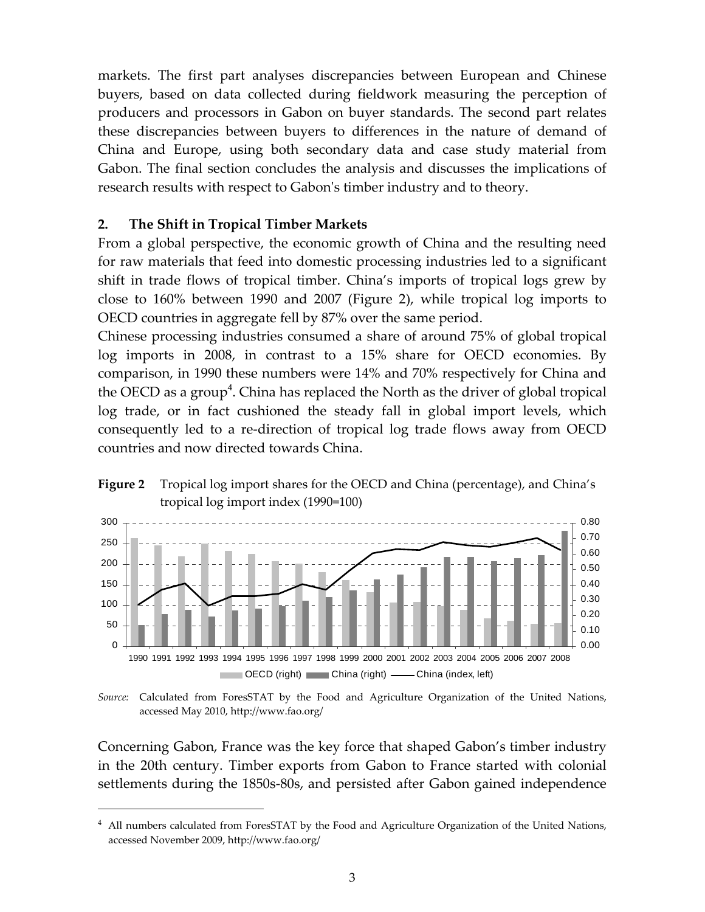markets. The first part analyses discrepancies between European and Chinese buyers, based on data collected during fieldwork measuring the perception of producers and processors in Gabon on buyer standards. The second part relates these discrepancies between buyers to differences in the nature of demand of China and Europe, using both secondary data and case study material from Gabon. The final section concludes the analysis and discusses the implications of research results with respect to Gabon's timber industry and to theory.

## 2. The Shift in Tropical Timber Markets

From a global perspective, the economic growth of China and the resulting need for raw materials that feed into domestic processing industries led to a significant shift in trade flows of tropical timber. China's imports of tropical logs grew by close to 160% between 1990 and 2007 (Figure 2), while tropical log imports to OECD countries in aggregate fell by 87% over the same period.

Chinese processing industries consumed a share of around 75% of global tropical log imports in 2008, in contrast to a 15% share for OECD economies. By comparison, in 1990 these numbers were 14% and 70% respectively for China and the OECD as a group[4]. China has replaced the North as the driver of global tropical log trade, or in fact cushioned the steady fall in global import levels, which consequently led to a re-direction of tropical log trade flows away from OECD countries and now directed towards China.

**Figure 2** Tropical log import shares for the OECD and China (percentage), and China's tropical log import index (1990=100)

300
250
200
150
100
50
0

0.80
0.70
0.60
0.50
0.40
0.30
0.20
0.10
0.00

1990 1991 1992 1993 1994 1995 1996 1997 1998 1999 2000 2001 2002 2003 2004 2005 2006 2007 2008

OECD (right) China (right) China (index, left)

*Source:* Calculated from ForesSTAT by the Food and Agriculture Organization of the United Nations, accessed May 2010, http://www.fao.org/

Concerning Gabon, France was the key force that shaped Gabon's timber industry in the 20th century. Timber exports from Gabon to France started with colonial settlements during the 1850s-80s, and persisted after Gabon gained independence

[4] All numbers calculated from ForesSTAT by the Food and Agriculture Organization of the United Nations, accessed November 2009, http://www.fao.org/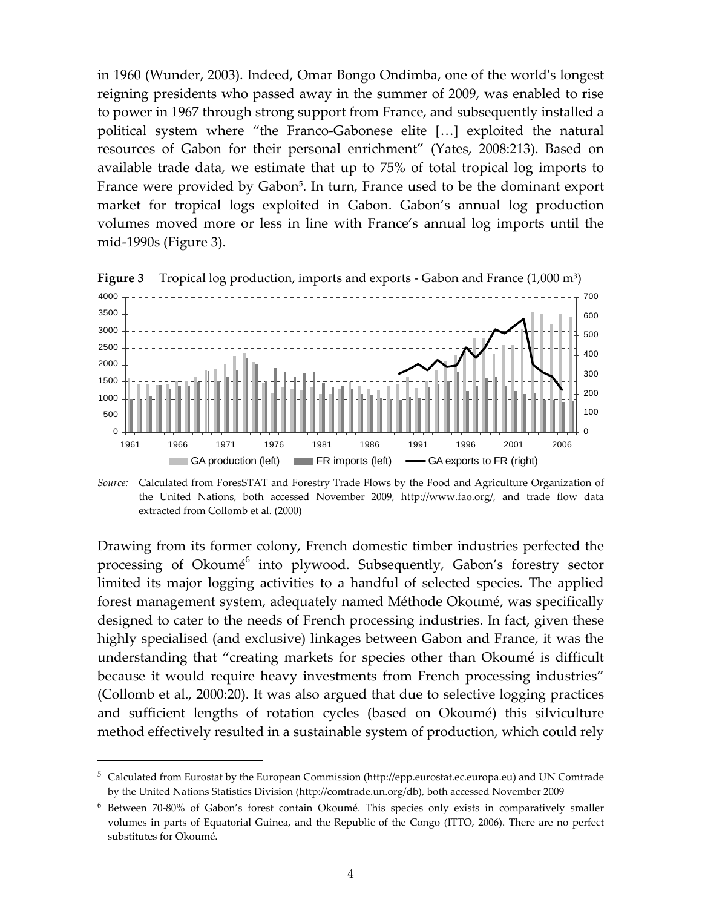in 1960 (Wunder, 2003). Indeed, Omar Bongo Ondimba, one of the world's longest reigning presidents who passed away in the summer of 2009, was enabled to rise to power in 1967 through strong support from France, and subsequently installed a political system where "the Franco-Gabonese elite […] exploited the natural resources of Gabon for their personal enrichment" (Yates, 2008:213). Based on available trade data, we estimate that up to 75% of total tropical log imports to France were provided by Gabon[5]. In turn, France used to be the dominant export market for tropical logs exploited in Gabon. Gabon's annual log production volumes moved more or less in line with France's annual log imports until the mid-1990s (Figure 3).

**Figure 3** Tropical log production, imports and exports - Gabon and France (1,000 $m^3$)

4000
3500
3000
2500
2000
1500
1000
500
0

700
600
500
400
300
200
100
0

1961 1966 1971 1976 1981 1986 1991 1996 2001 2006

GA production (left) FR imports (left) GA exports to FR (right)

*Source:* Calculated from ForesSTAT and Forestry Trade Flows by the Food and Agriculture Organization of the United Nations, both accessed November 2009, http://www.fao.org/, and trade flow data extracted from Collomb et al. (2000)

Drawing from its former colony, French domestic timber industries perfected the processing of Okoumé[6] into plywood. Subsequently, Gabon's forestry sector limited its major logging activities to a handful of selected species. The applied forest management system, adequately named Méthode Okoumé, was specifically designed to cater to the needs of French processing industries. In fact, given these highly specialised (and exclusive) linkages between Gabon and France, it was the understanding that "creating markets for species other than Okoumé is difficult because it would require heavy investments from French processing industries" (Collomb et al., 2000:20). It was also argued that due to selective logging practices and sufficient lengths of rotation cycles (based on Okoumé) this silviculture method effectively resulted in a sustainable system of production, which could rely

[5] Calculated from Eurostat by the European Commission (http://epp.eurostat.ec.europa.eu) and UN Comtrade by the United Nations Statistics Division (http://comtrade.un.org/db), both accessed November 2009

[6] Between 70-80% of Gabon's forest contain Okoumé. This species only exists in comparatively smaller volumes in parts of Equatorial Guinea, and the Republic of the Congo (ITTO, 2006). There are no perfect substitutes for Okoumé.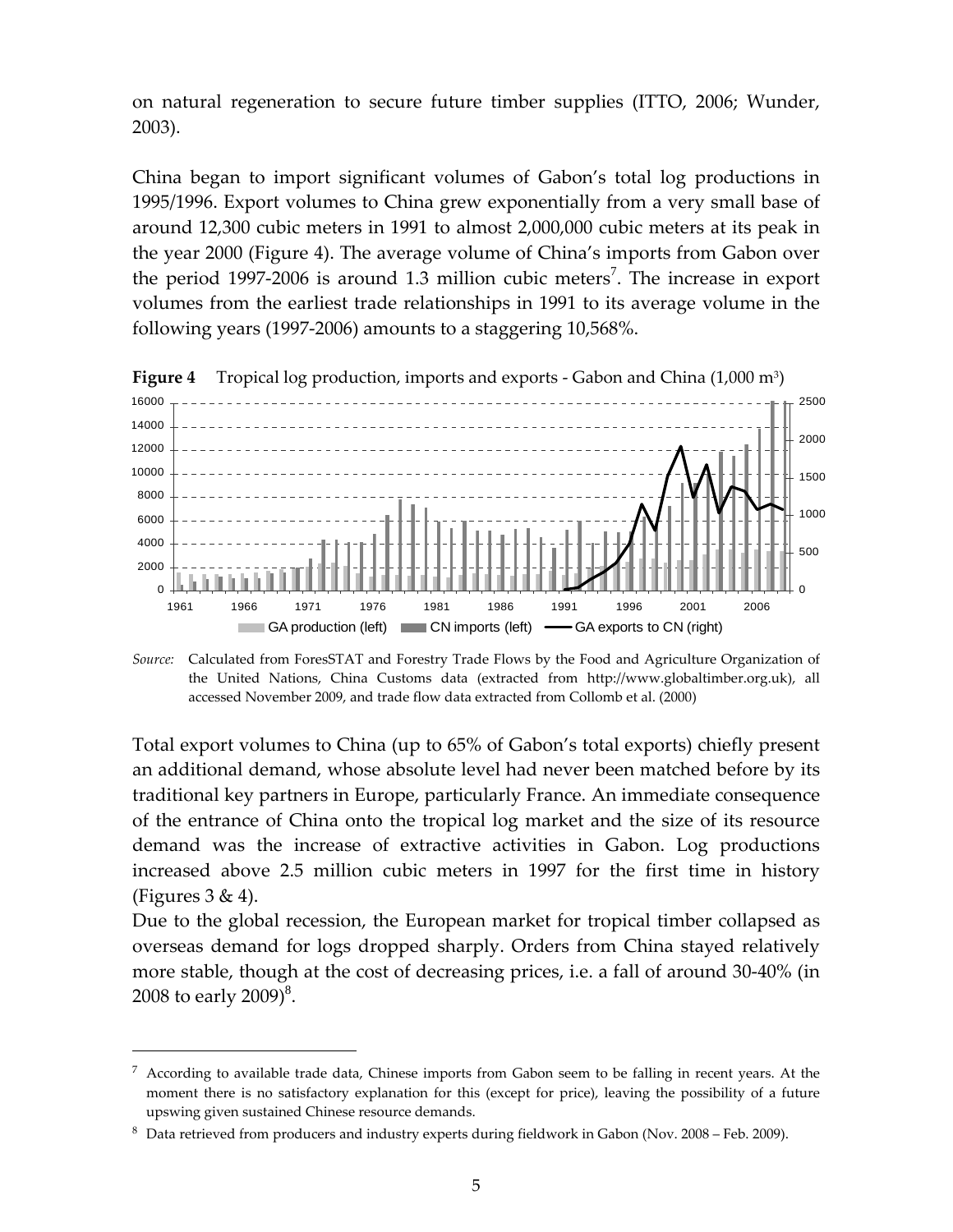on natural regeneration to secure future timber supplies (ITTO, 2006; Wunder, 2003).

China began to import significant volumes of Gabon's total log productions in 1995/1996. Export volumes to China grew exponentially from a very small base of around 12,300 cubic meters in 1991 to almost 2,000,000 cubic meters at its peak in the year 2000 (Figure 4). The average volume of China's imports from Gabon over the period 1997-2006 is around 1.3 million cubic meters[7]. The increase in export volumes from the earliest trade relationships in 1991 to its average volume in the following years (1997-2006) amounts to a staggering 10,568%.

**Figure 4** Tropical log production, imports and exports - Gabon and China (1,000 m³)

16000
14000
12000
10000
8000
6000
4000
2000
0

2500
2000
1500
1000
500
0

1961 1966 1971 1976 1981 1986 1991 1996 2001 2006

GA production (left) CN imports (left) GA exports to CN (right)

*Source:* Calculated from ForesSTAT and Forestry Trade Flows by the Food and Agriculture Organization of the United Nations, China Customs data (extracted from http://www.globaltimber.org.uk), all accessed November 2009, and trade flow data extracted from Collomb et al. (2000)

Total export volumes to China (up to 65% of Gabon's total exports) chiefly present an additional demand, whose absolute level had never been matched before by its traditional key partners in Europe, particularly France. An immediate consequence of the entrance of China onto the tropical log market and the size of its resource demand was the increase of extractive activities in Gabon. Log productions increased above 2.5 million cubic meters in 1997 for the first time in history (Figures 3 & 4).

Due to the global recession, the European market for tropical timber collapsed as overseas demand for logs dropped sharply. Orders from China stayed relatively more stable, though at the cost of decreasing prices, i.e. a fall of around 30-40% (in 2008 to early 2009)[8].

---

[7] According to available trade data, Chinese imports from Gabon seem to be falling in recent years. At the moment there is no satisfactory explanation for this (except for price), leaving the possibility of a future upswing given sustained Chinese resource demands.

[8] Data retrieved from producers and industry experts during fieldwork in Gabon (Nov. 2008 – Feb. 2009).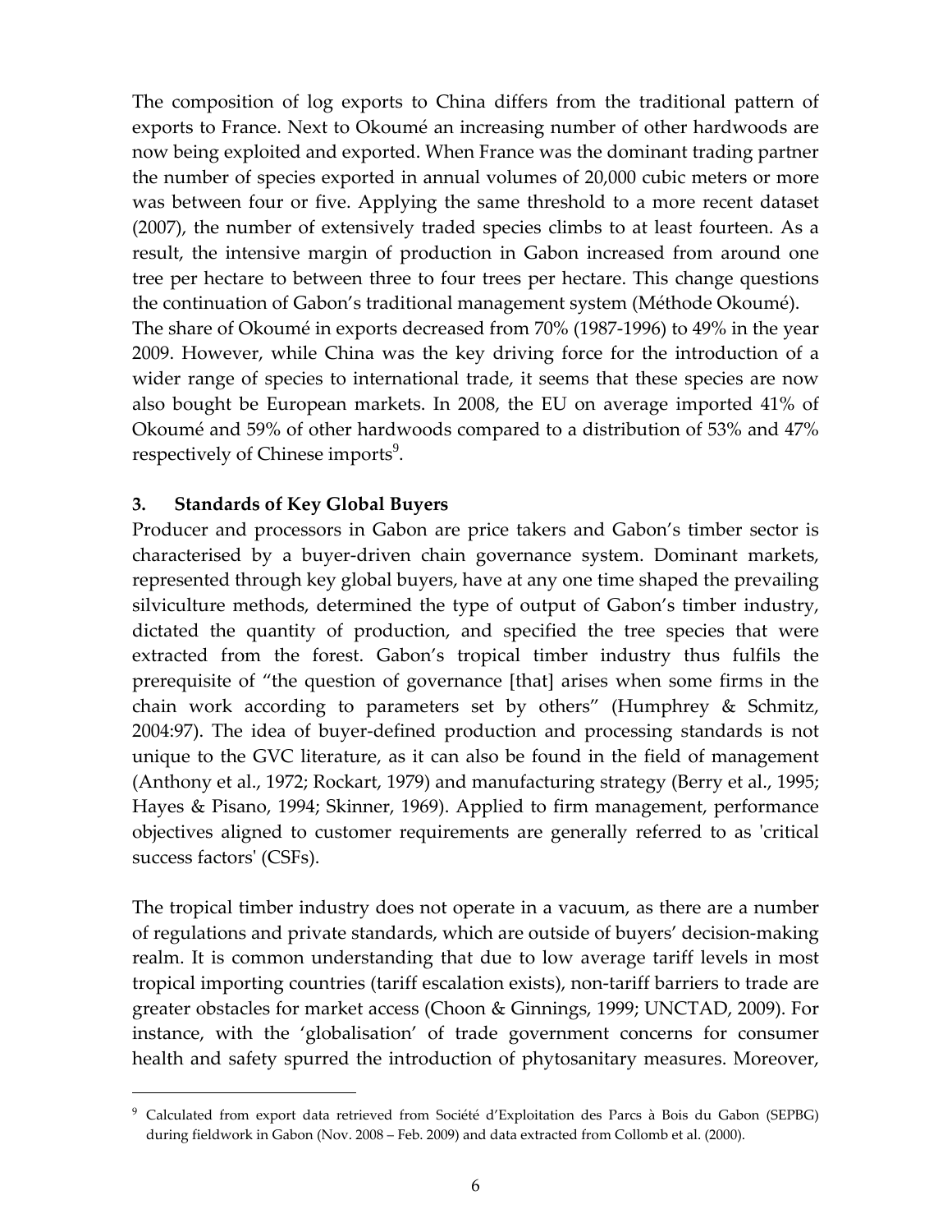The composition of log exports to China differs from the traditional pattern of exports to France. Next to Okoumé an increasing number of other hardwoods are now being exploited and exported. When France was the dominant trading partner the number of species exported in annual volumes of 20,000 cubic meters or more was between four or five. Applying the same threshold to a more recent dataset (2007), the number of extensively traded species climbs to at least fourteen. As a result, the intensive margin of production in Gabon increased from around one tree per hectare to between three to four trees per hectare. This change questions the continuation of Gabon's traditional management system (Méthode Okoumé).
The share of Okoumé in exports decreased from 70% (1987-1996) to 49% in the year 2009. However, while China was the key driving force for the introduction of a wider range of species to international trade, it seems that these species are now also bought be European markets. In 2008, the EU on average imported 41% of Okoumé and 59% of other hardwoods compared to a distribution of 53% and 47% respectively of Chinese imports[9].

## 3. Standards of Key Global Buyers

Producer and processors in Gabon are price takers and Gabon's timber sector is characterised by a buyer-driven chain governance system. Dominant markets, represented through key global buyers, have at any one time shaped the prevailing silviculture methods, determined the type of output of Gabon's timber industry, dictated the quantity of production, and specified the tree species that were extracted from the forest. Gabon's tropical timber industry thus fulfils the prerequisite of "the question of governance [that] arises when some firms in the chain work according to parameters set by others" (Humphrey & Schmitz, 2004:97). The idea of buyer-defined production and processing standards is not unique to the GVC literature, as it can also be found in the field of management (Anthony et al., 1972; Rockart, 1979) and manufacturing strategy (Berry et al., 1995; Hayes & Pisano, 1994; Skinner, 1969). Applied to firm management, performance objectives aligned to customer requirements are generally referred to as 'critical success factors' (CSFs).

The tropical timber industry does not operate in a vacuum, as there are a number of regulations and private standards, which are outside of buyers' decision-making realm. It is common understanding that due to low average tariff levels in most tropical importing countries (tariff escalation exists), non-tariff barriers to trade are greater obstacles for market access (Choon & Ginnings, 1999; UNCTAD, 2009). For instance, with the 'globalisation' of trade government concerns for consumer health and safety spurred the introduction of phytosanitary measures. Moreover,

[9] Calculated from export data retrieved from Société d'Exploitation des Parcs à Bois du Gabon (SEPBG) during fieldwork in Gabon (Nov. 2008 – Feb. 2009) and data extracted from Collomb et al. (2000).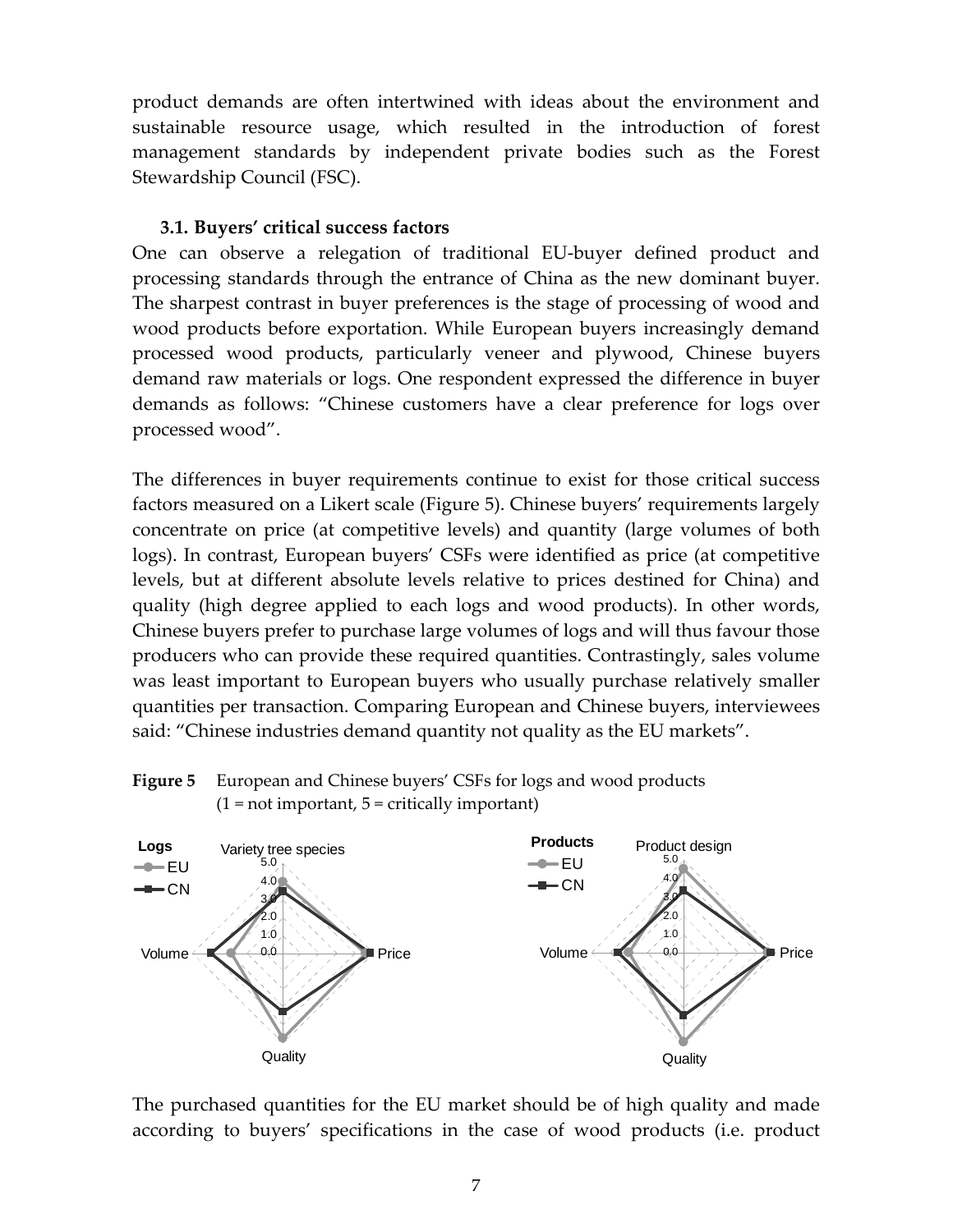product demands are often intertwined with ideas about the environment and sustainable resource usage, which resulted in the introduction of forest management standards by independent private bodies such as the Forest Stewardship Council (FSC).

### 3.1. Buyers' critical success factors

One can observe a relegation of traditional EU-buyer defined product and processing standards through the entrance of China as the new dominant buyer. The sharpest contrast in buyer preferences is the stage of processing of wood and wood products before exportation. While European buyers increasingly demand processed wood products, particularly veneer and plywood, Chinese buyers demand raw materials or logs. One respondent expressed the difference in buyer demands as follows: "Chinese customers have a clear preference for logs over processed wood".

The differences in buyer requirements continue to exist for those critical success factors measured on a Likert scale (Figure 5). Chinese buyers' requirements largely concentrate on price (at competitive levels) and quantity (large volumes of both logs). In contrast, European buyers' CSFs were identified as price (at competitive levels, but at different absolute levels relative to prices destined for China) and quality (high degree applied to each logs and wood products). In other words, Chinese buyers prefer to purchase large volumes of logs and will thus favour those producers who can provide these required quantities. Contrastingly, sales volume was least important to European buyers who usually purchase relatively smaller quantities per transaction. Comparing European and Chinese buyers, interviewees said: "Chinese industries demand quantity not quality as the EU markets".

**Figure 5** European and Chinese buyers' CSFs for logs and wood products (1 = not important, 5 = critically important)

Logs
EU
CN
Variety tree species
5.0
4.0
3.0
2.0
1.0
0.0
Volume
Price
Quality

Products
EU
CN
Product design
5.0
4.0
3.0
2.0
1.0
0.0
Volume
Price
Quality

The purchased quantities for the EU market should be of high quality and made according to buyers' specifications in the case of wood products (i.e. product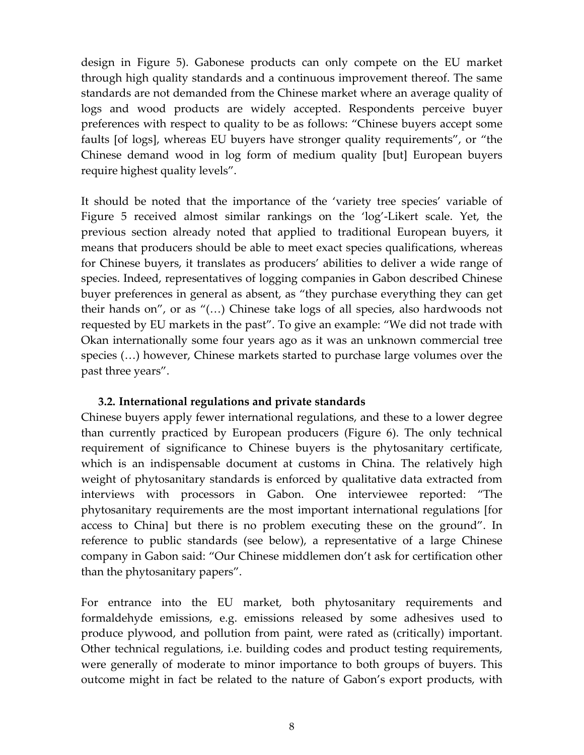design in Figure 5). Gabonese products can only compete on the EU market through high quality standards and a continuous improvement thereof. The same standards are not demanded from the Chinese market where an average quality of logs and wood products are widely accepted. Respondents perceive buyer preferences with respect to quality to be as follows: "Chinese buyers accept some faults [of logs], whereas EU buyers have stronger quality requirements", or "the Chinese demand wood in log form of medium quality [but] European buyers require highest quality levels".

It should be noted that the importance of the 'variety tree species' variable of Figure 5 received almost similar rankings on the 'log'-Likert scale. Yet, the previous section already noted that applied to traditional European buyers, it means that producers should be able to meet exact species qualifications, whereas for Chinese buyers, it translates as producers' abilities to deliver a wide range of species. Indeed, representatives of logging companies in Gabon described Chinese buyer preferences in general as absent, as "they purchase everything they can get their hands on", or as "(…) Chinese take logs of all species, also hardwoods not requested by EU markets in the past". To give an example: "We did not trade with Okan internationally some four years ago as it was an unknown commercial tree species (…) however, Chinese markets started to purchase large volumes over the past three years".

### 3.2. International regulations and private standards

Chinese buyers apply fewer international regulations, and these to a lower degree than currently practiced by European producers (Figure 6). The only technical requirement of significance to Chinese buyers is the phytosanitary certificate, which is an indispensable document at customs in China. The relatively high weight of phytosanitary standards is enforced by qualitative data extracted from interviews with processors in Gabon. One interviewee reported: "The phytosanitary requirements are the most important international regulations [for access to China] but there is no problem executing these on the ground". In reference to public standards (see below), a representative of a large Chinese company in Gabon said: "Our Chinese middlemen don't ask for certification other than the phytosanitary papers".

For entrance into the EU market, both phytosanitary requirements and formaldehyde emissions, e.g. emissions released by some adhesives used to produce plywood, and pollution from paint, were rated as (critically) important. Other technical regulations, i.e. building codes and product testing requirements, were generally of moderate to minor importance to both groups of buyers. This outcome might in fact be related to the nature of Gabon's export products, with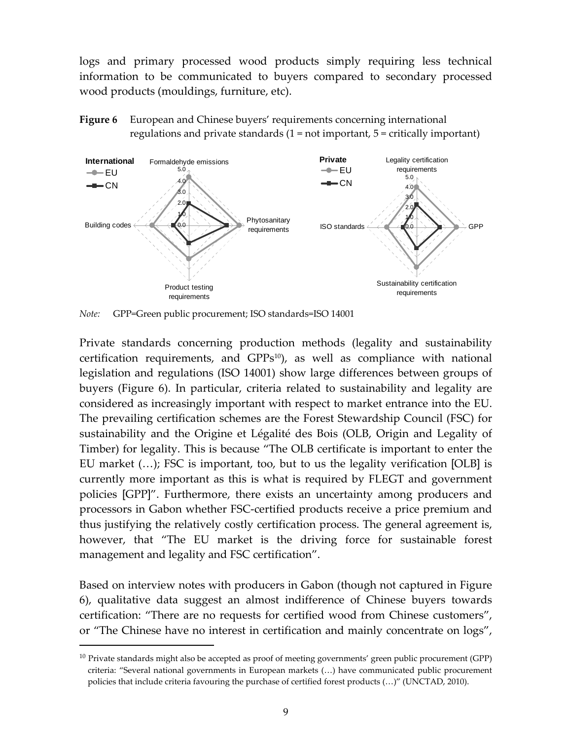logs and primary processed wood products simply requiring less technical information to be communicated to buyers compared to secondary processed wood products (mouldings, furniture, etc).

**Figure 6** European and Chinese buyers' requirements concerning international regulations and private standards (1 = not important, 5 = critically important)

International
EU
CN
Formaldehyde emissions
5.0
4.0
3.0
2.0
1.0
0.0
Phytosanitary requirements
Product testing requirements
Building codes

Private
EU
CN
Legality certification requirements
5.0
4.0
3.0
2.0
1.0
0.0
GPP
Sustainability certification requirements
ISO standards

*Note:* GPP=Green public procurement; ISO standards=ISO 14001

Private standards concerning production methods (legality and sustainability certification requirements, and GPPs[10]), as well as compliance with national legislation and regulations (ISO 14001) show large differences between groups of buyers (Figure 6). In particular, criteria related to sustainability and legality are considered as increasingly important with respect to market entrance into the EU. The prevailing certification schemes are the Forest Stewardship Council (FSC) for sustainability and the Origine et Légalité des Bois (OLB, Origin and Legality of Timber) for legality. This is because "The OLB certificate is important to enter the EU market (…); FSC is important, too, but to us the legality verification [OLB] is currently more important as this is what is required by FLEGT and government policies [GPP]". Furthermore, there exists an uncertainty among producers and processors in Gabon whether FSC-certified products receive a price premium and thus justifying the relatively costly certification process. The general agreement is, however, that "The EU market is the driving force for sustainable forest management and legality and FSC certification".

Based on interview notes with producers in Gabon (though not captured in Figure 6), qualitative data suggest an almost indifference of Chinese buyers towards certification: "There are no requests for certified wood from Chinese customers", or "The Chinese have no interest in certification and mainly concentrate on logs",

[10] Private standards might also be accepted as proof of meeting governments' green public procurement (GPP) criteria: "Several national governments in European markets (…) have communicated public procurement policies that include criteria favouring the purchase of certified forest products (…)" (UNCTAD, 2010).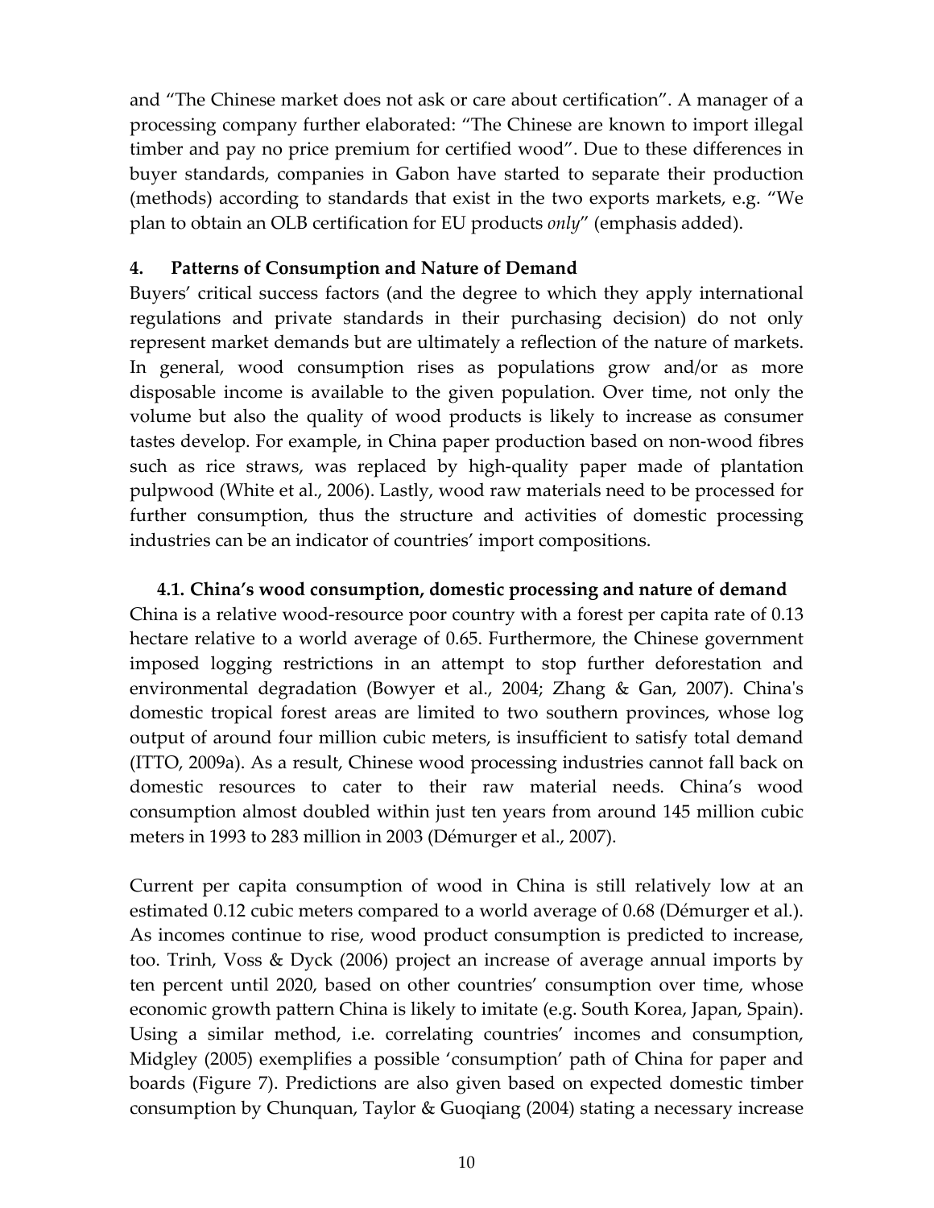and "The Chinese market does not ask or care about certification". A manager of a processing company further elaborated: "The Chinese are known to import illegal timber and pay no price premium for certified wood". Due to these differences in buyer standards, companies in Gabon have started to separate their production (methods) according to standards that exist in the two exports markets, e.g. "We plan to obtain an OLB certification for EU products *only*" (emphasis added).

## 4. Patterns of Consumption and Nature of Demand

Buyers' critical success factors (and the degree to which they apply international regulations and private standards in their purchasing decision) do not only represent market demands but are ultimately a reflection of the nature of markets. In general, wood consumption rises as populations grow and/or as more disposable income is available to the given population. Over time, not only the volume but also the quality of wood products is likely to increase as consumer tastes develop. For example, in China paper production based on non-wood fibres such as rice straws, was replaced by high-quality paper made of plantation pulpwood (White et al., 2006). Lastly, wood raw materials need to be processed for further consumption, thus the structure and activities of domestic processing industries can be an indicator of countries' import compositions.

### 4.1. China's wood consumption, domestic processing and nature of demand

China is a relative wood-resource poor country with a forest per capita rate of 0.13 hectare relative to a world average of 0.65. Furthermore, the Chinese government imposed logging restrictions in an attempt to stop further deforestation and environmental degradation (Bowyer et al., 2004; Zhang & Gan, 2007). China's domestic tropical forest areas are limited to two southern provinces, whose log output of around four million cubic meters, is insufficient to satisfy total demand (ITTO, 2009a). As a result, Chinese wood processing industries cannot fall back on domestic resources to cater to their raw material needs. China's wood consumption almost doubled within just ten years from around 145 million cubic meters in 1993 to 283 million in 2003 (Démurger et al., 2007).

Current per capita consumption of wood in China is still relatively low at an estimated 0.12 cubic meters compared to a world average of 0.68 (Démurger et al.). As incomes continue to rise, wood product consumption is predicted to increase, too. Trinh, Voss & Dyck (2006) project an increase of average annual imports by ten percent until 2020, based on other countries' consumption over time, whose economic growth pattern China is likely to imitate (e.g. South Korea, Japan, Spain). Using a similar method, i.e. correlating countries' incomes and consumption, Midgley (2005) exemplifies a possible 'consumption' path of China for paper and boards (Figure 7). Predictions are also given based on expected domestic timber consumption by Chunquan, Taylor & Guoqiang (2004) stating a necessary increase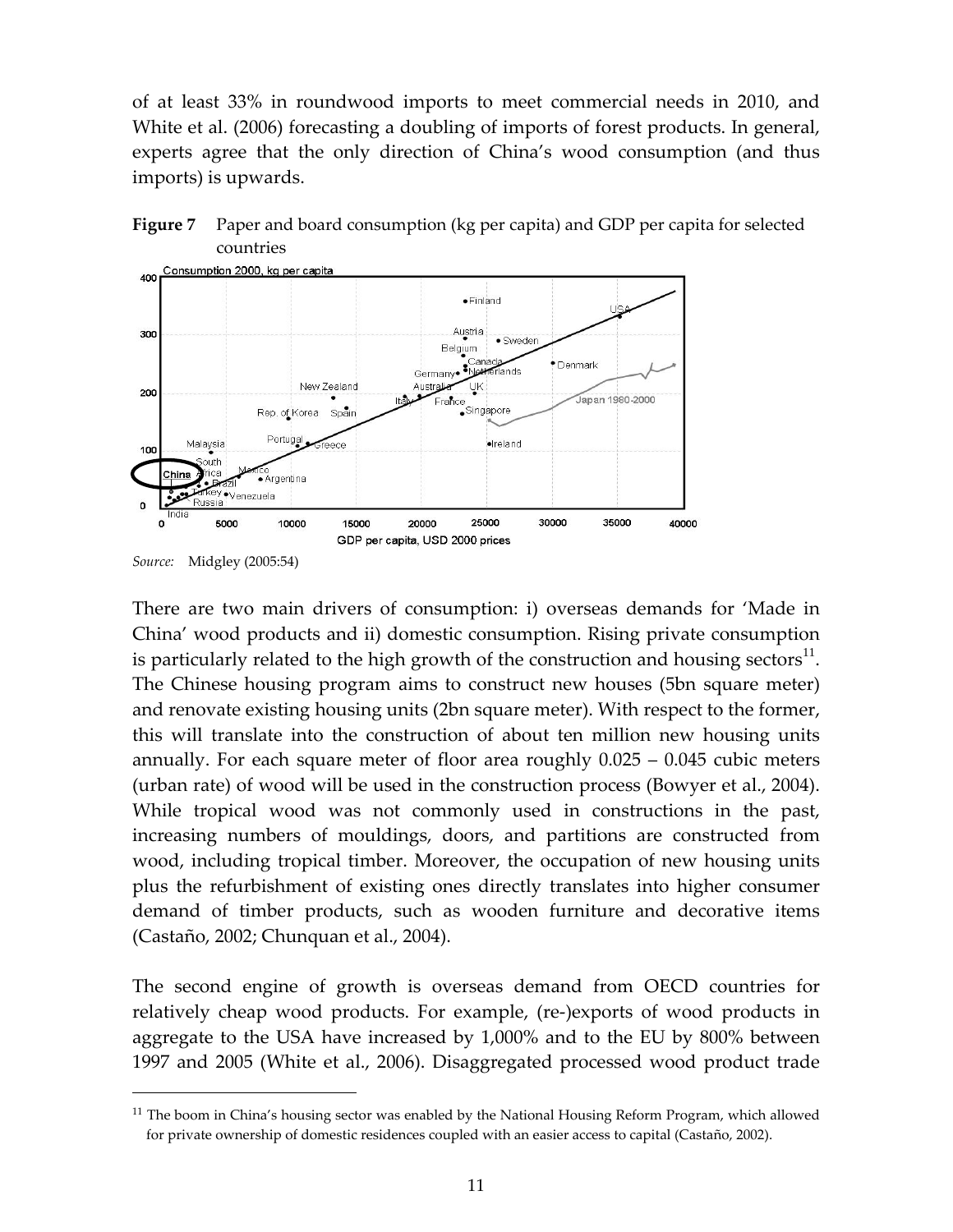of at least 33% in roundwood imports to meet commercial needs in 2010, and White et al. (2006) forecasting a doubling of imports of forest products. In general, experts agree that the only direction of China's wood consumption (and thus imports) is upwards.

**Figure 7** Paper and board consumption (kg per capita) and GDP per capita for selected countries

*Source:* Midgley (2005:54)

There are two main drivers of consumption: i) overseas demands for 'Made in China' wood products and ii) domestic consumption. Rising private consumption is particularly related to the high growth of the construction and housing sectors[11]. The Chinese housing program aims to construct new houses (5bn square meter) and renovate existing housing units (2bn square meter). With respect to the former, this will translate into the construction of about ten million new housing units annually. For each square meter of floor area roughly 0.025 – 0.045 cubic meters (urban rate) of wood will be used in the construction process (Bowyer et al., 2004). While tropical wood was not commonly used in constructions in the past, increasing numbers of mouldings, doors, and partitions are constructed from wood, including tropical timber. Moreover, the occupation of new housing units plus the refurbishment of existing ones directly translates into higher consumer demand of timber products, such as wooden furniture and decorative items (Castaño, 2002; Chunquan et al., 2004).

The second engine of growth is overseas demand from OECD countries for relatively cheap wood products. For example, (re-)exports of wood products in aggregate to the USA have increased by 1,000% and to the EU by 800% between 1997 and 2005 (White et al., 2006). Disaggregated processed wood product trade

[11] The boom in China's housing sector was enabled by the National Housing Reform Program, which allowed for private ownership of domestic residences coupled with an easier access to capital (Castaño, 2002).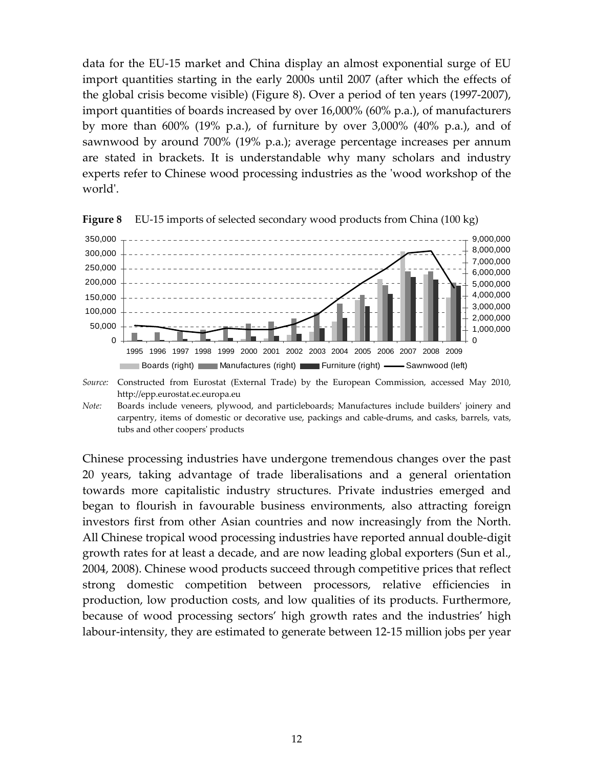data for the EU-15 market and China display an almost exponential surge of EU import quantities starting in the early 2000s until 2007 (after which the effects of the global crisis become visible) (Figure 8). Over a period of ten years (1997-2007), import quantities of boards increased by over 16,000% (60% p.a.), of manufacturers by more than 600% (19% p.a.), of furniture by over 3,000% (40% p.a.), and of sawnwood by around 700% (19% p.a.); average percentage increases per annum are stated in brackets. It is understandable why many scholars and industry experts refer to Chinese wood processing industries as the 'wood workshop of the world'.

**Figure 8** EU-15 imports of selected secondary wood products from China (100 kg)

350,000
300,000
250,000
200,000
150,000
100,000
50,000
0

9,000,000
8,000,000
7,000,000
6,000,000
5,000,000
4,000,000
3,000,000
2,000,000
1,000,000
0

1995 1996 1997 1998 1999 2000 2001 2002 2003 2004 2005 2006 2007 2008 2009

Boards (right) Manufactures (right) Furniture (right) Sawnwood (left)

*Source:* Constructed from Eurostat (External Trade) by the European Commission, accessed May 2010, http://epp.eurostat.ec.europa.eu

*Note:* Boards include veneers, plywood, and particleboards; Manufactures include builders' joinery and carpentry, items of domestic or decorative use, packings and cable-drums, and casks, barrels, vats, tubs and other coopers' products

Chinese processing industries have undergone tremendous changes over the past 20 years, taking advantage of trade liberalisations and a general orientation towards more capitalistic industry structures. Private industries emerged and began to flourish in favourable business environments, also attracting foreign investors first from other Asian countries and now increasingly from the North. All Chinese tropical wood processing industries have reported annual double-digit growth rates for at least a decade, and are now leading global exporters (Sun et al., 2004, 2008). Chinese wood products succeed through competitive prices that reflect strong domestic competition between processors, relative efficiencies in production, low production costs, and low qualities of its products. Furthermore, because of wood processing sectors' high growth rates and the industries' high labour-intensity, they are estimated to generate between 12-15 million jobs per year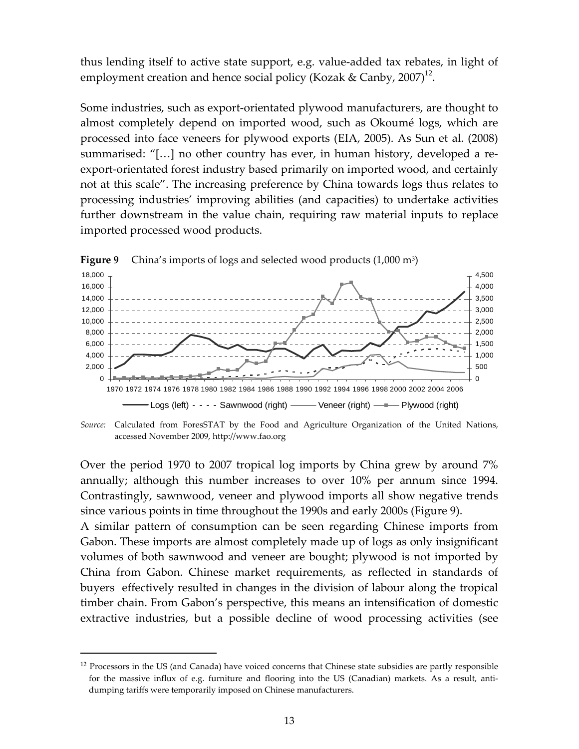thus lending itself to active state support, e.g. value-added tax rebates, in light of employment creation and hence social policy (Kozak & Canby, 2007)[12].

Some industries, such as export-orientated plywood manufacturers, are thought to almost completely depend on imported wood, such as Okoumé logs, which are processed into face veneers for plywood exports (EIA, 2005). As Sun et al. (2008) summarised: "[…] no other country has ever, in human history, developed a re-export-orientated forest industry based primarily on imported wood, and certainly not at this scale". The increasing preference by China towards logs thus relates to processing industries' improving abilities (and capacities) to undertake activities further downstream in the value chain, requiring raw material inputs to replace imported processed wood products.

**Figure 9** China's imports of logs and selected wood products (1,000 m³)

18,000
16,000
14,000
12,000
10,000
8,000
6,000
4,000
2,000
0

4,500
4,000
3,500
3,000
2,500
2,000
1,500
1,000
500
0

1970 1972 1974 1976 1978 1980 1982 1984 1986 1988 1990 1992 1994 1996 1998 2000 2002 2004 2006

Logs (left) - - - - Sawnwood (right) ——— Veneer (right) —■— Plywood (right)

*Source:* Calculated from ForesSTAT by the Food and Agriculture Organization of the United Nations, accessed November 2009, http://www.fao.org

Over the period 1970 to 2007 tropical log imports by China grew by around 7% annually; although this number increases to over 10% per annum since 1994. Contrastingly, sawnwood, veneer and plywood imports all show negative trends since various points in time throughout the 1990s and early 2000s (Figure 9).

A similar pattern of consumption can be seen regarding Chinese imports from Gabon. These imports are almost completely made up of logs as only insignificant volumes of both sawnwood and veneer are bought; plywood is not imported by China from Gabon. Chinese market requirements, as reflected in standards of buyers effectively resulted in changes in the division of labour along the tropical timber chain. From Gabon's perspective, this means an intensification of domestic extractive industries, but a possible decline of wood processing activities (see

[12] Processors in the US (and Canada) have voiced concerns that Chinese state subsidies are partly responsible for the massive influx of e.g. furniture and flooring into the US (Canadian) markets. As a result, anti-dumping tariffs were temporarily imposed on Chinese manufacturers.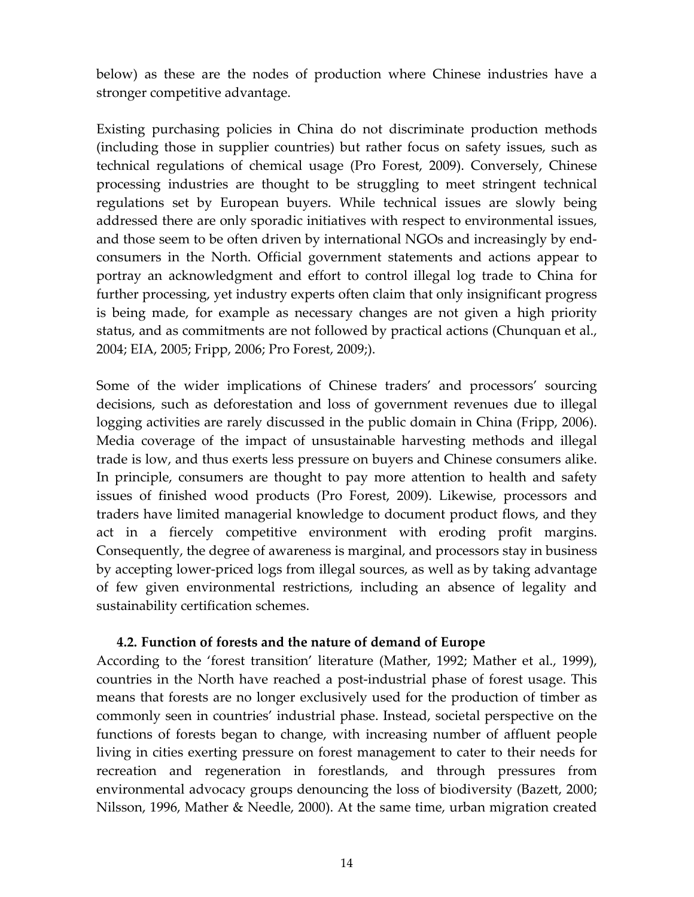below) as these are the nodes of production where Chinese industries have a stronger competitive advantage.

Existing purchasing policies in China do not discriminate production methods (including those in supplier countries) but rather focus on safety issues, such as technical regulations of chemical usage (Pro Forest, 2009). Conversely, Chinese processing industries are thought to be struggling to meet stringent technical regulations set by European buyers. While technical issues are slowly being addressed there are only sporadic initiatives with respect to environmental issues, and those seem to be often driven by international NGOs and increasingly by end-consumers in the North. Official government statements and actions appear to portray an acknowledgment and effort to control illegal log trade to China for further processing, yet industry experts often claim that only insignificant progress is being made, for example as necessary changes are not given a high priority status, and as commitments are not followed by practical actions (Chunquan et al., 2004; EIA, 2005; Fripp, 2006; Pro Forest, 2009;).

Some of the wider implications of Chinese traders' and processors' sourcing decisions, such as deforestation and loss of government revenues due to illegal logging activities are rarely discussed in the public domain in China (Fripp, 2006). Media coverage of the impact of unsustainable harvesting methods and illegal trade is low, and thus exerts less pressure on buyers and Chinese consumers alike. In principle, consumers are thought to pay more attention to health and safety issues of finished wood products (Pro Forest, 2009). Likewise, processors and traders have limited managerial knowledge to document product flows, and they act in a fiercely competitive environment with eroding profit margins. Consequently, the degree of awareness is marginal, and processors stay in business by accepting lower-priced logs from illegal sources, as well as by taking advantage of few given environmental restrictions, including an absence of legality and sustainability certification schemes.

### 4.2. Function of forests and the nature of demand of Europe

According to the 'forest transition' literature (Mather, 1992; Mather et al., 1999), countries in the North have reached a post-industrial phase of forest usage. This means that forests are no longer exclusively used for the production of timber as commonly seen in countries' industrial phase. Instead, societal perspective on the functions of forests began to change, with increasing number of affluent people living in cities exerting pressure on forest management to cater to their needs for recreation and regeneration in forestlands, and through pressures from environmental advocacy groups denouncing the loss of biodiversity (Bazett, 2000; Nilsson, 1996, Mather & Needle, 2000). At the same time, urban migration created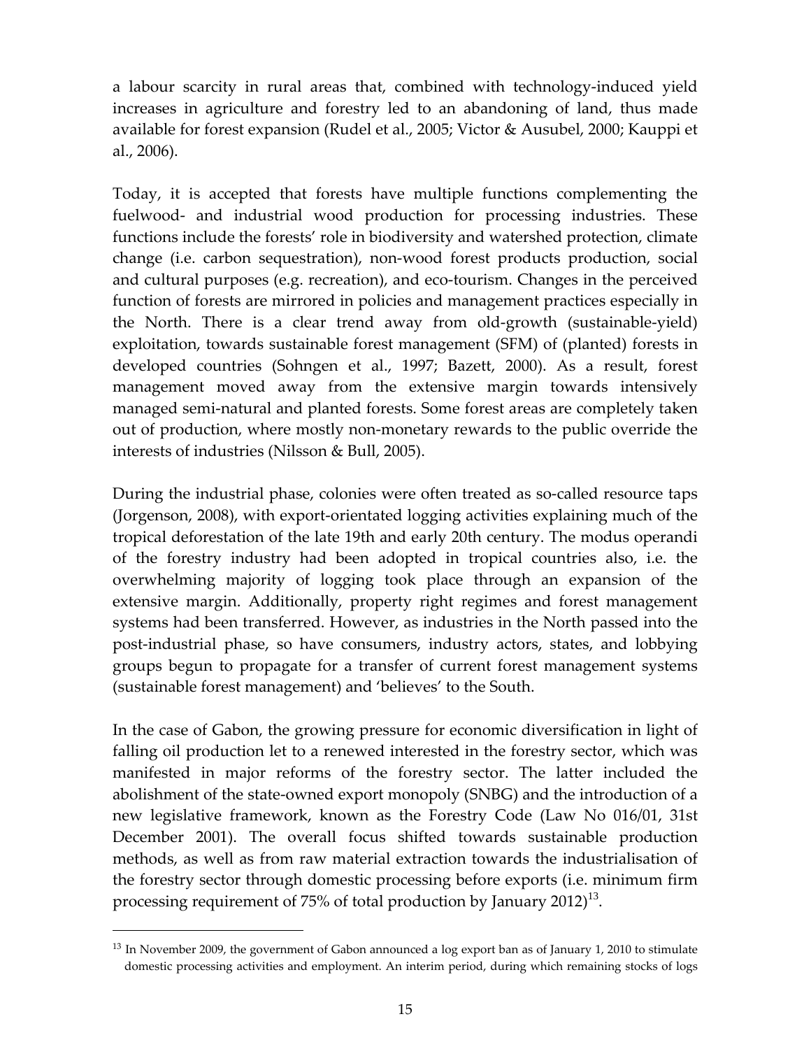a labour scarcity in rural areas that, combined with technology-induced yield increases in agriculture and forestry led to an abandoning of land, thus made available for forest expansion (Rudel et al., 2005; Victor & Ausubel, 2000; Kauppi et al., 2006).

Today, it is accepted that forests have multiple functions complementing the fuelwood- and industrial wood production for processing industries. These functions include the forests' role in biodiversity and watershed protection, climate change (i.e. carbon sequestration), non-wood forest products production, social and cultural purposes (e.g. recreation), and eco-tourism. Changes in the perceived function of forests are mirrored in policies and management practices especially in the North. There is a clear trend away from old-growth (sustainable-yield) exploitation, towards sustainable forest management (SFM) of (planted) forests in developed countries (Sohngen et al., 1997; Bazett, 2000). As a result, forest management moved away from the extensive margin towards intensively managed semi-natural and planted forests. Some forest areas are completely taken out of production, where mostly non-monetary rewards to the public override the interests of industries (Nilsson & Bull, 2005).

During the industrial phase, colonies were often treated as so-called resource taps (Jorgenson, 2008), with export-orientated logging activities explaining much of the tropical deforestation of the late 19th and early 20th century. The modus operandi of the forestry industry had been adopted in tropical countries also, i.e. the overwhelming majority of logging took place through an expansion of the extensive margin. Additionally, property right regimes and forest management systems had been transferred. However, as industries in the North passed into the post-industrial phase, so have consumers, industry actors, states, and lobbying groups begun to propagate for a transfer of current forest management systems (sustainable forest management) and 'believes' to the South.

In the case of Gabon, the growing pressure for economic diversification in light of falling oil production let to a renewed interested in the forestry sector, which was manifested in major reforms of the forestry sector. The latter included the abolishment of the state-owned export monopoly (SNBG) and the introduction of a new legislative framework, known as the Forestry Code (Law No 016/01, 31st December 2001). The overall focus shifted towards sustainable production methods, as well as from raw material extraction towards the industrialisation of the forestry sector through domestic processing before exports (i.e. minimum firm processing requirement of 75% of total production by January 2012)[13].

[13] In November 2009, the government of Gabon announced a log export ban as of January 1, 2010 to stimulate domestic processing activities and employment. An interim period, during which remaining stocks of logs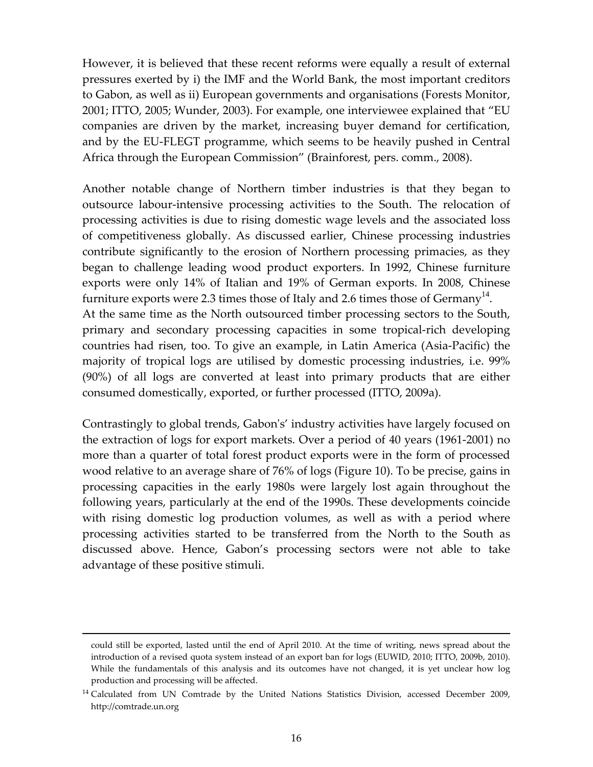However, it is believed that these recent reforms were equally a result of external pressures exerted by i) the IMF and the World Bank, the most important creditors to Gabon, as well as ii) European governments and organisations (Forests Monitor, 2001; ITTO, 2005; Wunder, 2003). For example, one interviewee explained that "EU companies are driven by the market, increasing buyer demand for certification, and by the EU-FLEGT programme, which seems to be heavily pushed in Central Africa through the European Commission" (Brainforest, pers. comm., 2008).

Another notable change of Northern timber industries is that they began to outsource labour-intensive processing activities to the South. The relocation of processing activities is due to rising domestic wage levels and the associated loss of competitiveness globally. As discussed earlier, Chinese processing industries contribute significantly to the erosion of Northern processing primacies, as they began to challenge leading wood product exporters. In 1992, Chinese furniture exports were only 14% of Italian and 19% of German exports. In 2008, Chinese furniture exports were 2.3 times those of Italy and 2.6 times those of Germany[14].

At the same time as the North outsourced timber processing sectors to the South, primary and secondary processing capacities in some tropical-rich developing countries had risen, too. To give an example, in Latin America (Asia-Pacific) the majority of tropical logs are utilised by domestic processing industries, i.e. 99% (90%) of all logs are converted at least into primary products that are either consumed domestically, exported, or further processed (ITTO, 2009a).

Contrastingly to global trends, Gabon's' industry activities have largely focused on the extraction of logs for export markets. Over a period of 40 years (1961-2001) no more than a quarter of total forest product exports were in the form of processed wood relative to an average share of 76% of logs (Figure 10). To be precise, gains in processing capacities in the early 1980s were largely lost again throughout the following years, particularly at the end of the 1990s. These developments coincide with rising domestic log production volumes, as well as with a period where processing activities started to be transferred from the North to the South as discussed above. Hence, Gabon's processing sectors were not able to take advantage of these positive stimuli.

---

could still be exported, lasted until the end of April 2010. At the time of writing, news spread about the introduction of a revised quota system instead of an export ban for logs (EUWID, 2010; ITTO, 2009b, 2010). While the fundamentals of this analysis and its outcomes have not changed, it is yet unclear how log production and processing will be affected.

[14] Calculated from UN Comtrade by the United Nations Statistics Division, accessed December 2009, http://comtrade.un.org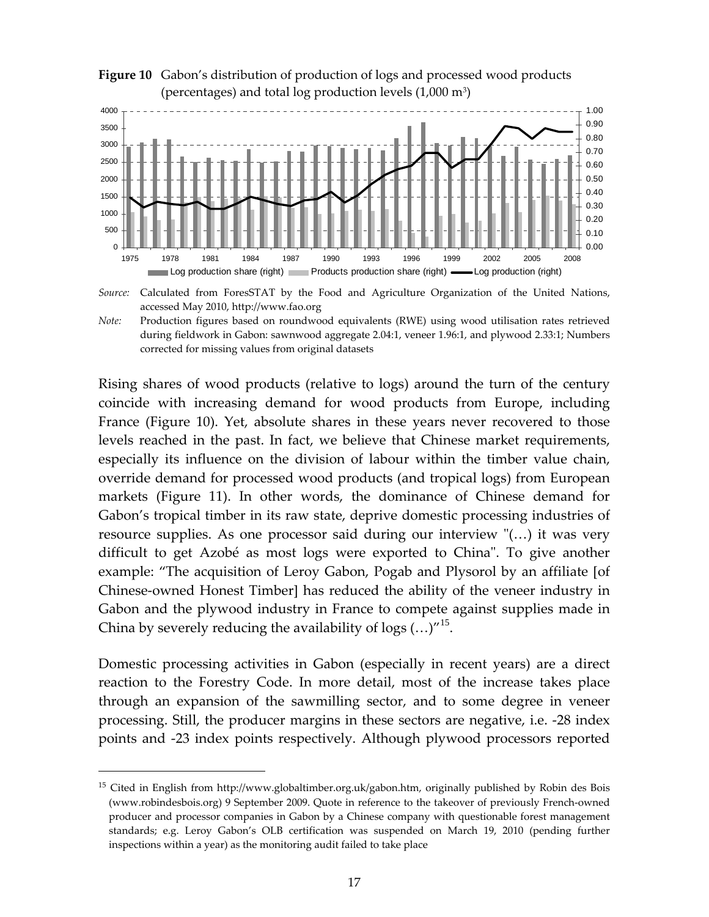**Figure 10** Gabon's distribution of production of logs and processed wood products (percentages) and total log production levels (1,000 m³)

4000
3500
3000
2500
2000
1500
1000
500
0

1.00
0.90
0.80
0.70
0.60
0.50
0.40
0.30
0.20
0.10
0.00

1975 1978 1981 1984 1987 1990 1993 1996 1999 2002 2005 2008

Log production share (right) Products production share (right) Log production (right)

*Source:* Calculated from ForesSTAT by the Food and Agriculture Organization of the United Nations, accessed May 2010, http://www.fao.org

*Note:* Production figures based on roundwood equivalents (RWE) using wood utilisation rates retrieved during fieldwork in Gabon: sawnwood aggregate 2.04:1, veneer 1.96:1, and plywood 2.33:1; Numbers corrected for missing values from original datasets

Rising shares of wood products (relative to logs) around the turn of the century coincide with increasing demand for wood products from Europe, including France (Figure 10). Yet, absolute shares in these years never recovered to those levels reached in the past. In fact, we believe that Chinese market requirements, especially its influence on the division of labour within the timber value chain, override demand for processed wood products (and tropical logs) from European markets (Figure 11). In other words, the dominance of Chinese demand for Gabon's tropical timber in its raw state, deprive domestic processing industries of resource supplies. As one processor said during our interview "(…) it was very difficult to get Azobé as most logs were exported to China". To give another example: "The acquisition of Leroy Gabon, Pogab and Plysorol by an affiliate [of Chinese-owned Honest Timber] has reduced the ability of the veneer industry in Gabon and the plywood industry in France to compete against supplies made in China by severely reducing the availability of logs (…)"[15].

Domestic processing activities in Gabon (especially in recent years) are a direct reaction to the Forestry Code. In more detail, most of the increase takes place through an expansion of the sawmilling sector, and to some degree in veneer processing. Still, the producer margins in these sectors are negative, i.e. -28 index points and -23 index points respectively. Although plywood processors reported

[15] Cited in English from http://www.globaltimber.org.uk/gabon.htm, originally published by Robin des Bois (www.robindesbois.org) 9 September 2009. Quote in reference to the takeover of previously French-owned producer and processor companies in Gabon by a Chinese company with questionable forest management standards; e.g. Leroy Gabon's OLB certification was suspended on March 19, 2010 (pending further inspections within a year) as the monitoring audit failed to take place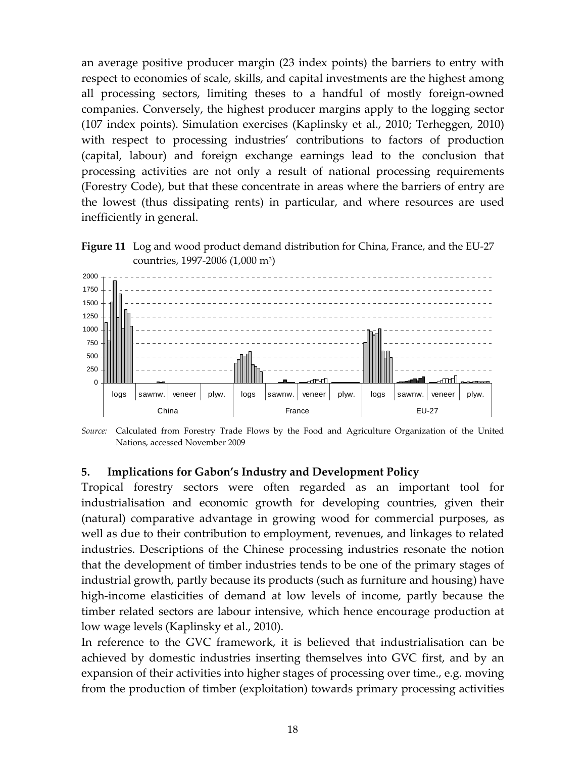an average positive producer margin (23 index points) the barriers to entry with respect to economies of scale, skills, and capital investments are the highest among all processing sectors, limiting theses to a handful of mostly foreign-owned companies. Conversely, the highest producer margins apply to the logging sector (107 index points). Simulation exercises (Kaplinsky et al., 2010; Terheggen, 2010) with respect to processing industries' contributions to factors of production (capital, labour) and foreign exchange earnings lead to the conclusion that processing activities are not only a result of national processing requirements (Forestry Code), but that these concentrate in areas where the barriers of entry are the lowest (thus dissipating rents) in particular, and where resources are used inefficiently in general.

**Figure 11** Log and wood product demand distribution for China, France, and the EU-27 countries, 1997-2006 (1,000 m³)

2000
1750
1500
1250
1000
750
500
250
0

logs | sawnw. | veneer | plyw. | logs | sawnw. | veneer | plyw. | logs | sawnw. | veneer | plyw.

China | France | EU-27

*Source:* Calculated from Forestry Trade Flows by the Food and Agriculture Organization of the United Nations, accessed November 2009

## 5. Implications for Gabon's Industry and Development Policy

Tropical forestry sectors were often regarded as an important tool for industrialisation and economic growth for developing countries, given their (natural) comparative advantage in growing wood for commercial purposes, as well as due to their contribution to employment, revenues, and linkages to related industries. Descriptions of the Chinese processing industries resonate the notion that the development of timber industries tends to be one of the primary stages of industrial growth, partly because its products (such as furniture and housing) have high-income elasticities of demand at low levels of income, partly because the timber related sectors are labour intensive, which hence encourage production at low wage levels (Kaplinsky et al., 2010).

In reference to the GVC framework, it is believed that industrialisation can be achieved by domestic industries inserting themselves into GVC first, and by an expansion of their activities into higher stages of processing over time., e.g. moving from the production of timber (exploitation) towards primary processing activities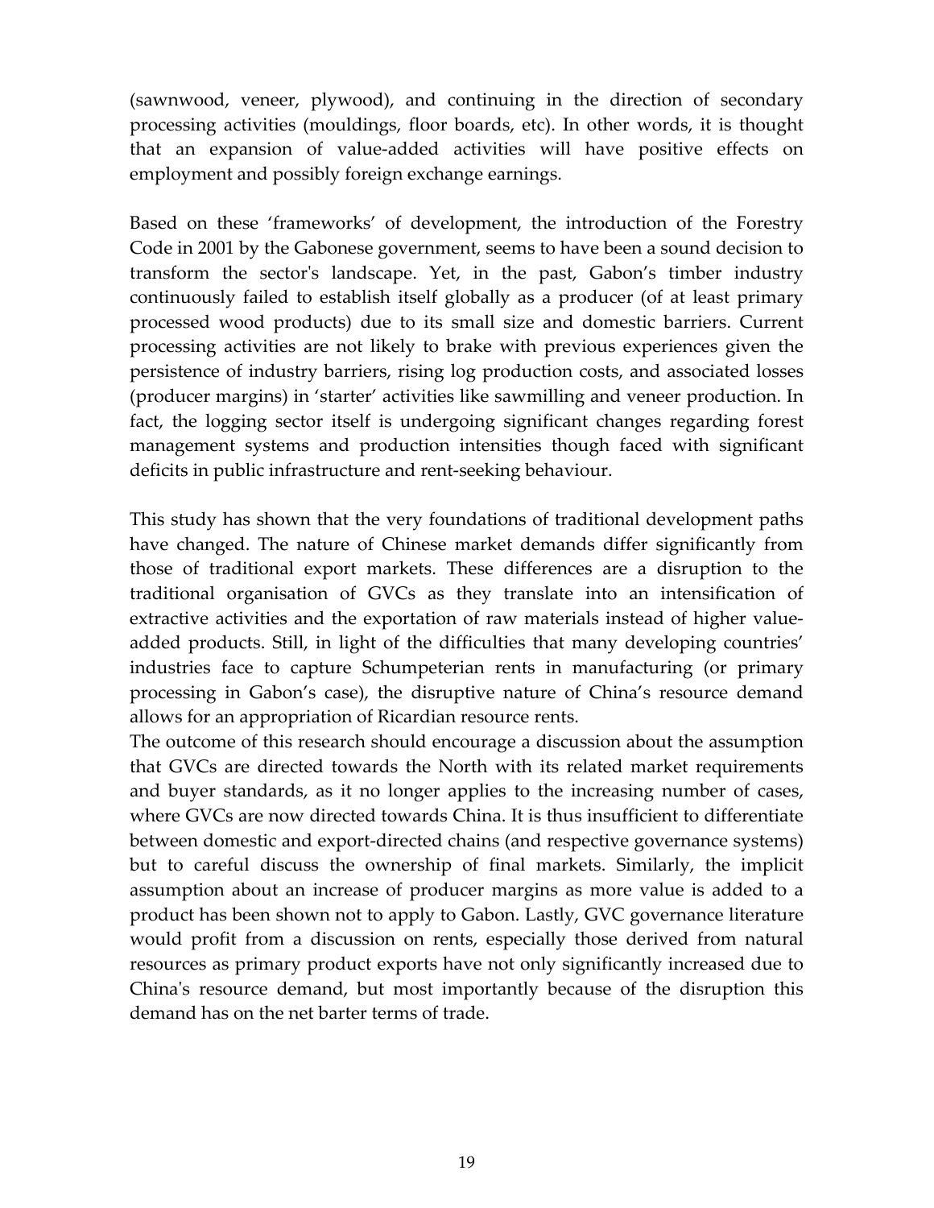(sawnwood, veneer, plywood), and continuing in the direction of secondary processing activities (mouldings, floor boards, etc). In other words, it is thought that an expansion of value-added activities will have positive effects on employment and possibly foreign exchange earnings.

Based on these 'frameworks' of development, the introduction of the Forestry Code in 2001 by the Gabonese government, seems to have been a sound decision to transform the sector's landscape. Yet, in the past, Gabon's timber industry continuously failed to establish itself globally as a producer (of at least primary processed wood products) due to its small size and domestic barriers. Current processing activities are not likely to brake with previous experiences given the persistence of industry barriers, rising log production costs, and associated losses (producer margins) in 'starter' activities like sawmilling and veneer production. In fact, the logging sector itself is undergoing significant changes regarding forest management systems and production intensities though faced with significant deficits in public infrastructure and rent-seeking behaviour.

This study has shown that the very foundations of traditional development paths have changed. The nature of Chinese market demands differ significantly from those of traditional export markets. These differences are a disruption to the traditional organisation of GVCs as they translate into an intensification of extractive activities and the exportation of raw materials instead of higher value-added products. Still, in light of the difficulties that many developing countries' industries face to capture Schumpeterian rents in manufacturing (or primary processing in Gabon's case), the disruptive nature of China's resource demand allows for an appropriation of Ricardian resource rents.

The outcome of this research should encourage a discussion about the assumption that GVCs are directed towards the North with its related market requirements and buyer standards, as it no longer applies to the increasing number of cases, where GVCs are now directed towards China. It is thus insufficient to differentiate between domestic and export-directed chains (and respective governance systems) but to careful discuss the ownership of final markets. Similarly, the implicit assumption about an increase of producer margins as more value is added to a product has been shown not to apply to Gabon. Lastly, GVC governance literature would profit from a discussion on rents, especially those derived from natural resources as primary product exports have not only significantly increased due to China's resource demand, but most importantly because of the disruption this demand has on the net barter terms of trade.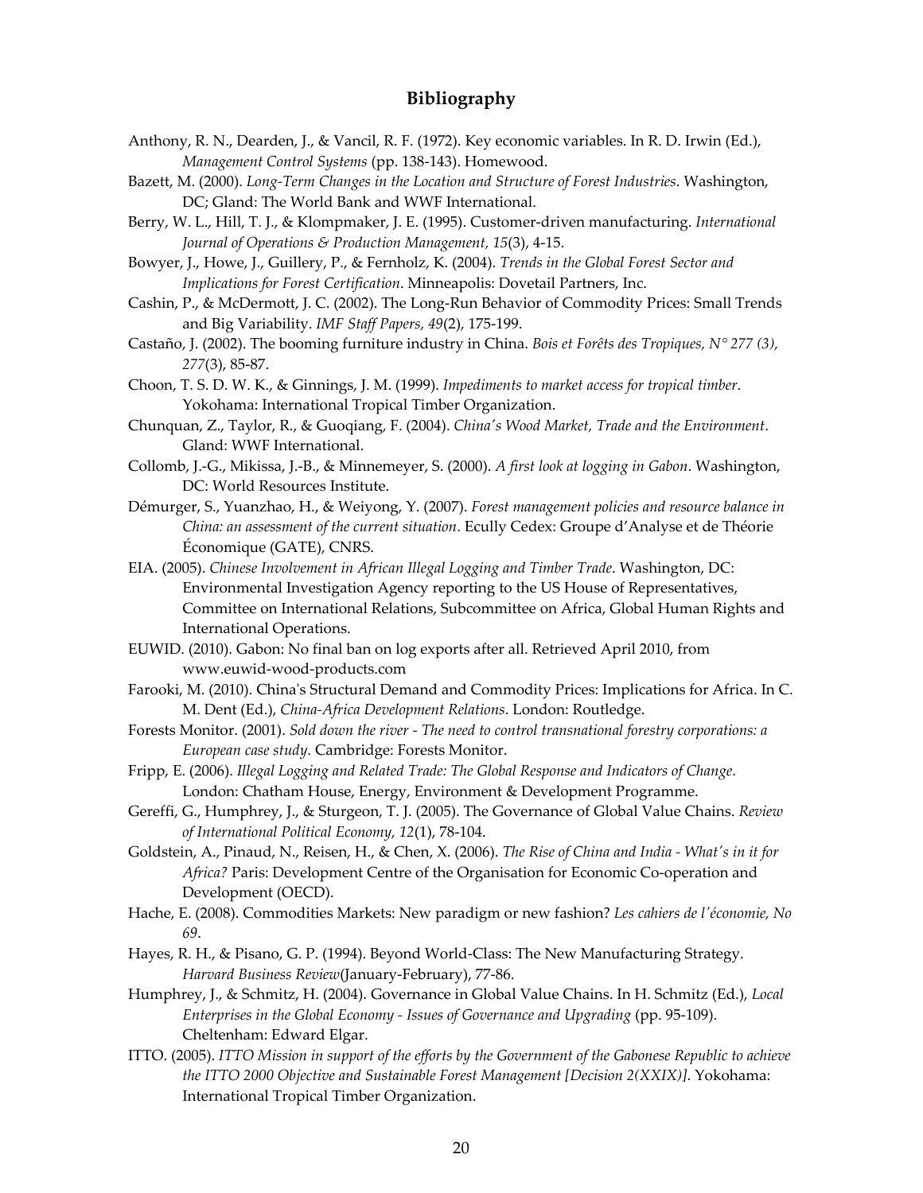## Bibliography

Anthony, R. N., Dearden, J., & Vancil, R. F. (1972). Key economic variables. In R. D. Irwin (Ed.), *Management Control Systems* (pp. 138-143). Homewood.

Bazett, M. (2000). *Long-Term Changes in the Location and Structure of Forest Industries*. Washington, DC; Gland: The World Bank and WWF International.

Berry, W. L., Hill, T. J., & Klompmaker, J. E. (1995). Customer-driven manufacturing. *International Journal of Operations & Production Management, 15*(3), 4-15.

Bowyer, J., Howe, J., Guillery, P., & Fernholz, K. (2004). *Trends in the Global Forest Sector and Implications for Forest Certification*. Minneapolis: Dovetail Partners, Inc.

Cashin, P., & McDermott, J. C. (2002). The Long-Run Behavior of Commodity Prices: Small Trends and Big Variability. *IMF Staff Papers, 49*(2), 175-199.

Castaño, J. (2002). The booming furniture industry in China. *Bois et Forêts des Tropiques, N° 277 (3), 277*(3), 85-87.

Choon, T. S. D. W. K., & Ginnings, J. M. (1999). *Impediments to market access for tropical timber*. Yokohama: International Tropical Timber Organization.

Chunquan, Z., Taylor, R., & Guoqiang, F. (2004). *China's Wood Market, Trade and the Environment*. Gland: WWF International.

Collomb, J.-G., Mikissa, J.-B., & Minnemeyer, S. (2000). *A first look at logging in Gabon*. Washington, DC: World Resources Institute.

Démurger, S., Yuanzhao, H., & Weiyong, Y. (2007). *Forest management policies and resource balance in China: an assessment of the current situation*. Ecully Cedex: Groupe d'Analyse et de Théorie Économique (GATE), CNRS.

EIA. (2005). *Chinese Involvement in African Illegal Logging and Timber Trade*. Washington, DC: Environmental Investigation Agency reporting to the US House of Representatives, Committee on International Relations, Subcommittee on Africa, Global Human Rights and International Operations.

EUWID. (2010). Gabon: No final ban on log exports after all. Retrieved April 2010, from www.euwid-wood-products.com

Farooki, M. (2010). China's Structural Demand and Commodity Prices: Implications for Africa. In C. M. Dent (Ed.), *China-Africa Development Relations*. London: Routledge.

Forests Monitor. (2001). *Sold down the river - The need to control transnational forestry corporations: a European case study*. Cambridge: Forests Monitor.

Fripp, E. (2006). *Illegal Logging and Related Trade: The Global Response and Indicators of Change*. London: Chatham House, Energy, Environment & Development Programme.

Gereffi, G., Humphrey, J., & Sturgeon, T. J. (2005). The Governance of Global Value Chains. *Review of International Political Economy, 12*(1), 78-104.

Goldstein, A., Pinaud, N., Reisen, H., & Chen, X. (2006). *The Rise of China and India - What's in it for Africa?* Paris: Development Centre of the Organisation for Economic Co-operation and Development (OECD).

Hache, E. (2008). Commodities Markets: New paradigm or new fashion? *Les cahiers de l'économie, No 69*.

Hayes, R. H., & Pisano, G. P. (1994). Beyond World-Class: The New Manufacturing Strategy. *Harvard Business Review*(January-February), 77-86.

Humphrey, J., & Schmitz, H. (2004). Governance in Global Value Chains. In H. Schmitz (Ed.), *Local Enterprises in the Global Economy - Issues of Governance and Upgrading* (pp. 95-109). Cheltenham: Edward Elgar.

ITTO. (2005). *ITTO Mission in support of the efforts by the Government of the Gabonese Republic to achieve the ITTO 2000 Objective and Sustainable Forest Management [Decision 2(XXIX)]*. Yokohama: International Tropical Timber Organization.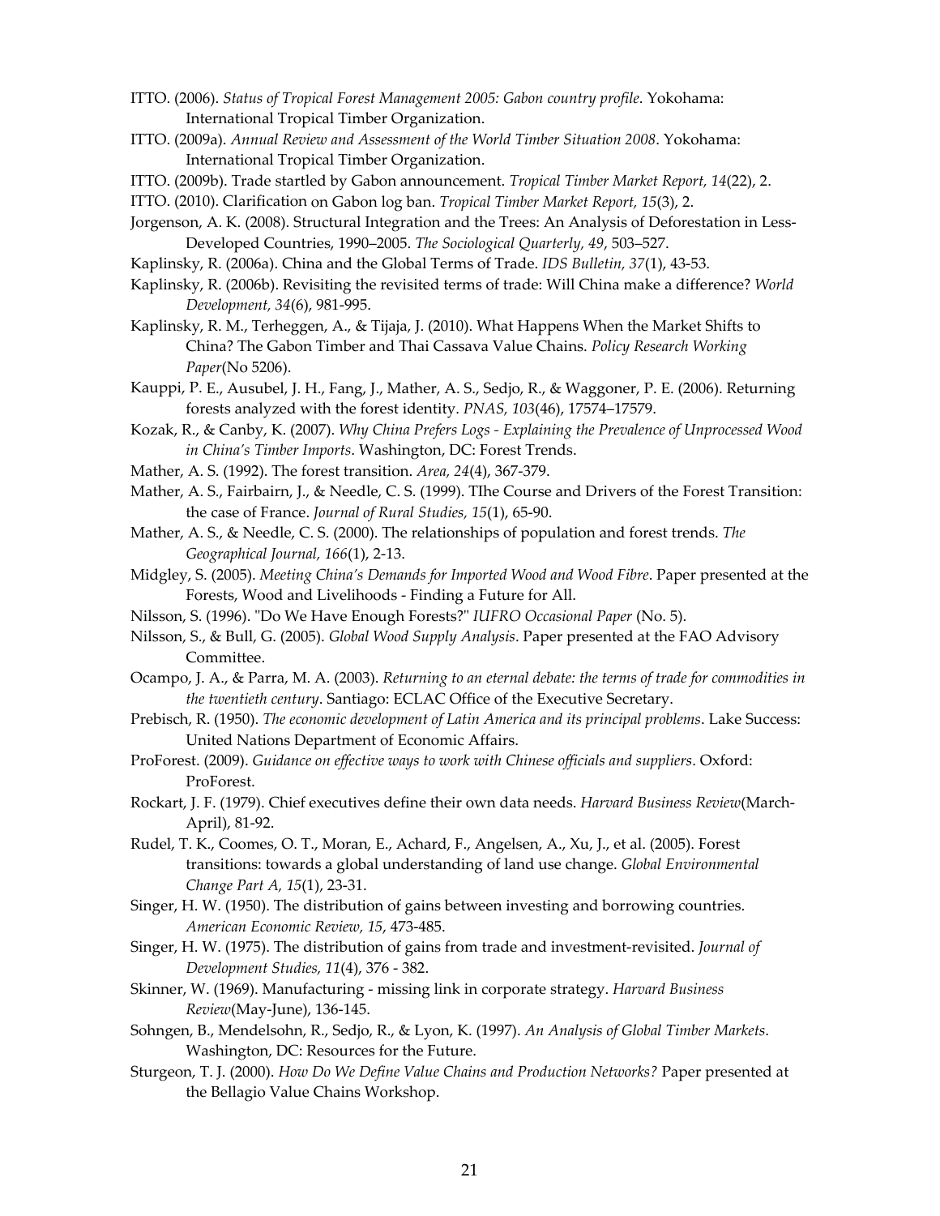ITTO. (2006). *Status of Tropical Forest Management 2005: Gabon country profile*. Yokohama: International Tropical Timber Organization.

ITTO. (2009a). *Annual Review and Assessment of the World Timber Situation 2008*. Yokohama: International Tropical Timber Organization.

ITTO. (2009b). Trade startled by Gabon announcement. *Tropical Timber Market Report, 14*(22), 2.

ITTO. (2010). Clarification on Gabon log ban. *Tropical Timber Market Report, 15*(3), 2.

Jorgenson, A. K. (2008). Structural Integration and the Trees: An Analysis of Deforestation in Less-Developed Countries, 1990–2005. *The Sociological Quarterly, 49*, 503–527.

Kaplinsky, R. (2006a). China and the Global Terms of Trade. *IDS Bulletin, 37*(1), 43-53.

Kaplinsky, R. (2006b). Revisiting the revisited terms of trade: Will China make a difference? *World Development, 34*(6), 981-995.

Kaplinsky, R. M., Terheggen, A., & Tijaja, J. (2010). What Happens When the Market Shifts to China? The Gabon Timber and Thai Cassava Value Chains. *Policy Research Working Paper*(No 5206).

Kauppi, P. E., Ausubel, J. H., Fang, J., Mather, A. S., Sedjo, R., & Waggoner, P. E. (2006). Returning forests analyzed with the forest identity. *PNAS, 103*(46), 17574–17579.

Kozak, R., & Canby, K. (2007). *Why China Prefers Logs - Explaining the Prevalence of Unprocessed Wood in China's Timber Imports*. Washington, DC: Forest Trends.

Mather, A. S. (1992). The forest transition. *Area, 24*(4), 367-379.

Mather, A. S., Fairbairn, J., & Needle, C. S. (1999). THe Course and Drivers of the Forest Transition: the case of France. *Journal of Rural Studies, 15*(1), 65-90.

Mather, A. S., & Needle, C. S. (2000). The relationships of population and forest trends. *The Geographical Journal, 166*(1), 2-13.

Midgley, S. (2005). *Meeting China's Demands for Imported Wood and Wood Fibre*. Paper presented at the Forests, Wood and Livelihoods - Finding a Future for All.

Nilsson, S. (1996). "Do We Have Enough Forests?" *IUFRO Occasional Paper* (No. 5).

Nilsson, S., & Bull, G. (2005). *Global Wood Supply Analysis*. Paper presented at the FAO Advisory Committee.

Ocampo, J. A., & Parra, M. A. (2003). *Returning to an eternal debate: the terms of trade for commodities in the twentieth century*. Santiago: ECLAC Office of the Executive Secretary.

Prebisch, R. (1950). *The economic development of Latin America and its principal problems*. Lake Success: United Nations Department of Economic Affairs.

ProForest. (2009). *Guidance on effective ways to work with Chinese officials and suppliers*. Oxford: ProForest.

Rockart, J. F. (1979). Chief executives define their own data needs. *Harvard Business Review*(March-April), 81-92.

Rudel, T. K., Coomes, O. T., Moran, E., Achard, F., Angelsen, A., Xu, J., et al. (2005). Forest transitions: towards a global understanding of land use change. *Global Environmental Change Part A, 15*(1), 23-31.

Singer, H. W. (1950). The distribution of gains between investing and borrowing countries. *American Economic Review, 15*, 473-485.

Singer, H. W. (1975). The distribution of gains from trade and investment-revisited. *Journal of Development Studies, 11*(4), 376 - 382.

Skinner, W. (1969). Manufacturing - missing link in corporate strategy. *Harvard Business Review*(May-June), 136-145.

Sohngen, B., Mendelsohn, R., Sedjo, R., & Lyon, K. (1997). *An Analysis of Global Timber Markets*. Washington, DC: Resources for the Future.

Sturgeon, T. J. (2000). *How Do We Define Value Chains and Production Networks?* Paper presented at the Bellagio Value Chains Workshop.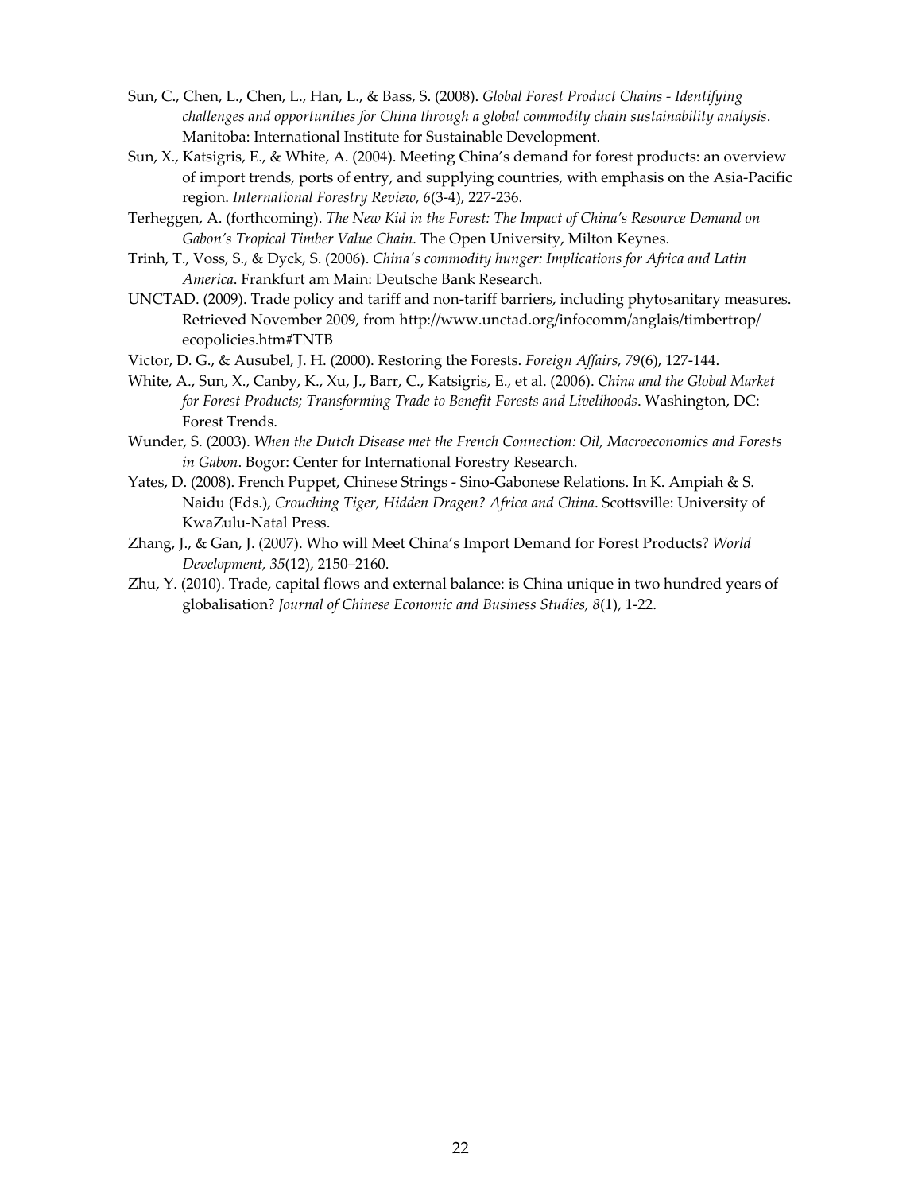Sun, C., Chen, L., Chen, L., Han, L., & Bass, S. (2008). *Global Forest Product Chains - Identifying challenges and opportunities for China through a global commodity chain sustainability analysis*. Manitoba: International Institute for Sustainable Development.

Sun, X., Katsigris, E., & White, A. (2004). Meeting China's demand for forest products: an overview of import trends, ports of entry, and supplying countries, with emphasis on the Asia-Pacific region. *International Forestry Review, 6*(3-4), 227-236.

Terheggen, A. (forthcoming). *The New Kid in the Forest: The Impact of China's Resource Demand on Gabon's Tropical Timber Value Chain.* The Open University, Milton Keynes.

Trinh, T., Voss, S., & Dyck, S. (2006). *China's commodity hunger: Implications for Africa and Latin America*. Frankfurt am Main: Deutsche Bank Research.

UNCTAD. (2009). Trade policy and tariff and non-tariff barriers, including phytosanitary measures. Retrieved November 2009, from http://www.unctad.org/infocomm/anglais/timbertrop/ecopolicies.htm#TNTB

Victor, D. G., & Ausubel, J. H. (2000). Restoring the Forests. *Foreign Affairs, 79*(6), 127-144.

White, A., Sun, X., Canby, K., Xu, J., Barr, C., Katsigris, E., et al. (2006). *China and the Global Market for Forest Products; Transforming Trade to Benefit Forests and Livelihoods*. Washington, DC: Forest Trends.

Wunder, S. (2003). *When the Dutch Disease met the French Connection: Oil, Macroeconomics and Forests in Gabon*. Bogor: Center for International Forestry Research.

Yates, D. (2008). French Puppet, Chinese Strings - Sino-Gabonese Relations. In K. Ampiah & S. Naidu (Eds.), *Crouching Tiger, Hidden Dragen? Africa and China*. Scottsville: University of KwaZulu-Natal Press.

Zhang, J., & Gan, J. (2007). Who will Meet China's Import Demand for Forest Products? *World Development, 35*(12), 2150–2160.

Zhu, Y. (2010). Trade, capital flows and external balance: is China unique in two hundred years of globalisation? *Journal of Chinese Economic and Business Studies, 8*(1), 1-22.